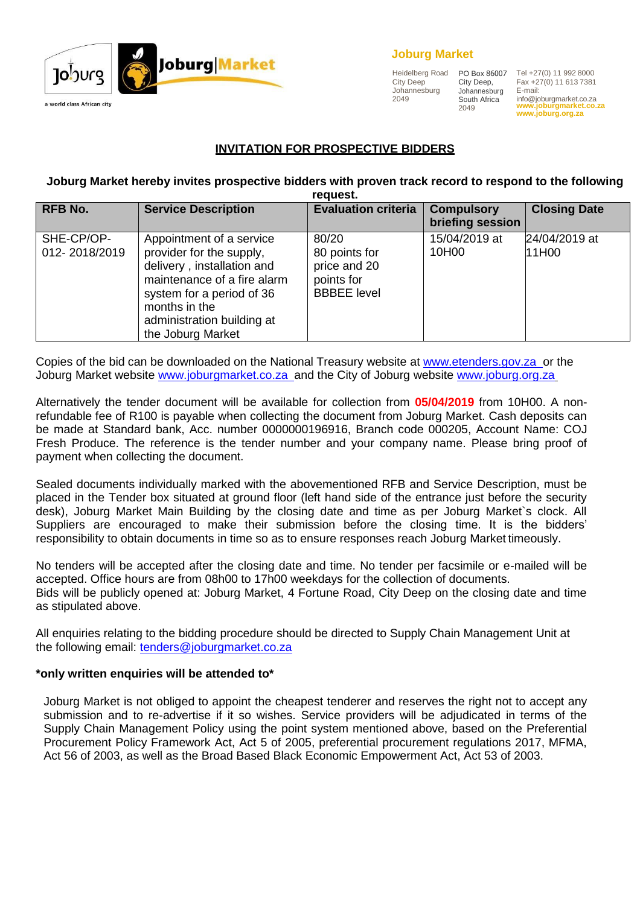Jo'burg
a world class African city

Joburg|Market

**Joburg Market**

Heidelberg Road
City Deep
Johannesburg
2049

PO Box 86007
City Deep,
Johannesburg
South Africa
2049

Tel +27(0) 11 992 8000
Fax +27(0) 11 613 7381
E-mail:
info@joburgmarket.co.za
**www.joburgmarket.co.za**
**www.joburg.org.za**

## INVITATION FOR PROSPECTIVE BIDDERS

**Joburg Market hereby invites prospective bidders with proven track record to respond to the following request.**

| RFB No. | Service Description | Evaluation criteria | Compulsory briefing session | Closing Date |
|---|---|---|---|---|
| SHE-CP/OP-012- 2018/2019 | Appointment of a service provider for the supply, delivery , installation and maintenance of a fire alarm system for a period of 36 months in the administration building at the Joburg Market | 80/20 80 points for price and 20 points for BBBEE level | 15/04/2019 at 10H00 | 24/04/2019 at 11H00 |

Copies of the bid can be downloaded on the National Treasury website at www.etenders.gov.za or the Joburg Market website www.joburgmarket.co.za and the City of Joburg website www.joburg.org.za

Alternatively the tender document will be available for collection from **05/04/2019** from 10H00. A non-refundable fee of R100 is payable when collecting the document from Joburg Market. Cash deposits can be made at Standard bank, Acc. number 0000000196916, Branch code 000205, Account Name: COJ Fresh Produce. The reference is the tender number and your company name. Please bring proof of payment when collecting the document.

Sealed documents individually marked with the abovementioned RFB and Service Description, must be placed in the Tender box situated at ground floor (left hand side of the entrance just before the security desk), Joburg Market Main Building by the closing date and time as per Joburg Market`s clock. All Suppliers are encouraged to make their submission before the closing time. It is the bidders' responsibility to obtain documents in time so as to ensure responses reach Joburg Market timeously.

No tenders will be accepted after the closing date and time. No tender per facsimile or e-mailed will be accepted. Office hours are from 08h00 to 17h00 weekdays for the collection of documents.
Bids will be publicly opened at: Joburg Market, 4 Fortune Road, City Deep on the closing date and time as stipulated above.

All enquiries relating to the bidding procedure should be directed to Supply Chain Management Unit at the following email: tenders@joburgmarket.co.za

**\*only written enquiries will be attended to\***

Joburg Market is not obliged to appoint the cheapest tenderer and reserves the right not to accept any submission and to re-advertise if it so wishes. Service providers will be adjudicated in terms of the Supply Chain Management Policy using the point system mentioned above, based on the Preferential Procurement Policy Framework Act, Act 5 of 2005, preferential procurement regulations 2017, MFMA, Act 56 of 2003, as well as the Broad Based Black Economic Empowerment Act, Act 53 of 2003.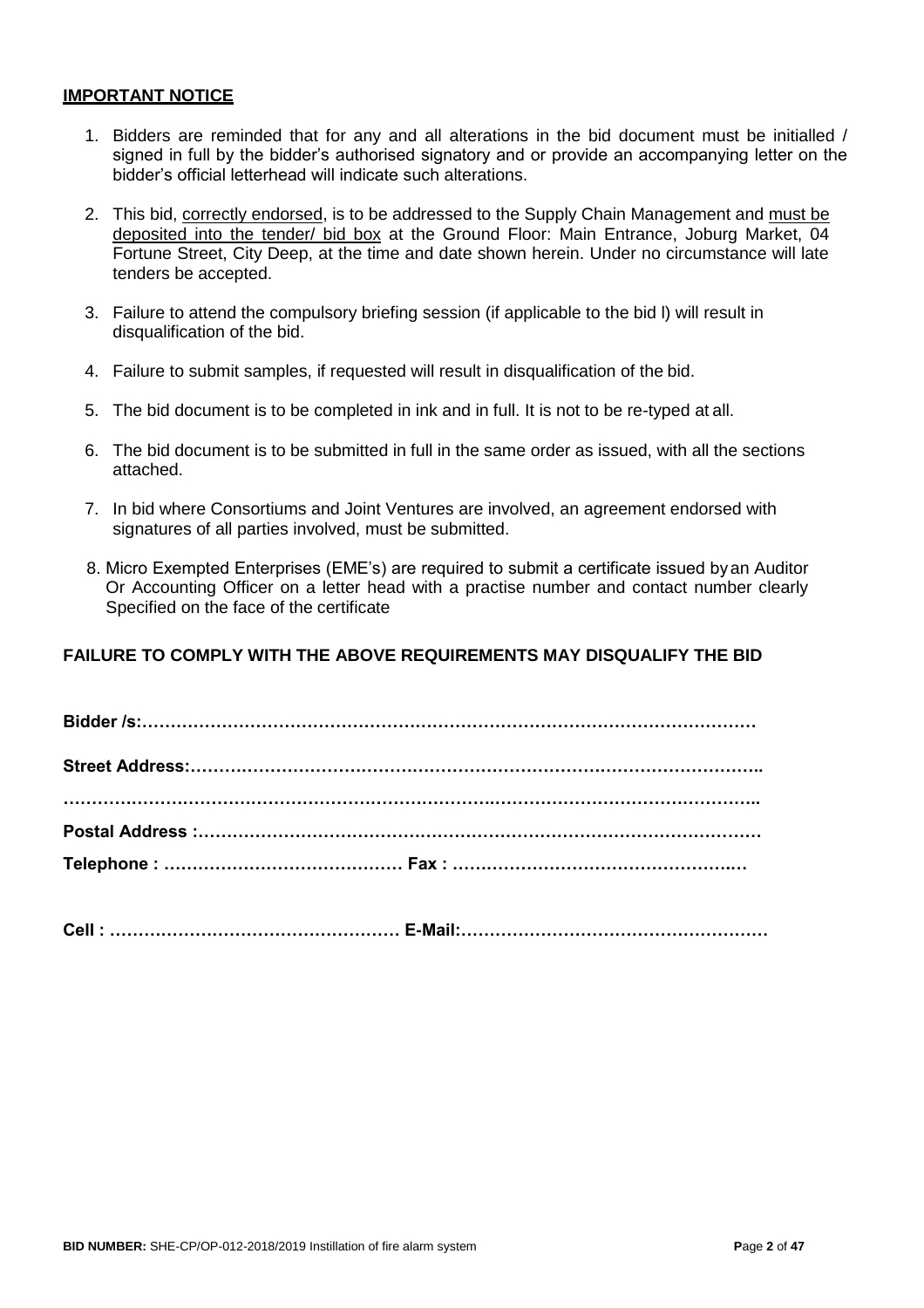**IMPORTANT NOTICE**

1. Bidders are reminded that for any and all alterations in the bid document must be initialled / signed in full by the bidder's authorised signatory and or provide an accompanying letter on the bidder's official letterhead will indicate such alterations.
2. This bid, correctly endorsed, is to be addressed to the Supply Chain Management and must be deposited into the tender/ bid box at the Ground Floor: Main Entrance, Joburg Market, 04 Fortune Street, City Deep, at the time and date shown herein. Under no circumstance will late tenders be accepted.
3. Failure to attend the compulsory briefing session (if applicable to the bid l) will result in disqualification of the bid.
4. Failure to submit samples, if requested will result in disqualification of the bid.
5. The bid document is to be completed in ink and in full. It is not to be re-typed at all.
6. The bid document is to be submitted in full in the same order as issued, with all the sections attached.
7. In bid where Consortiums and Joint Ventures are involved, an agreement endorsed with signatures of all parties involved, must be submitted.
8. Micro Exempted Enterprises (EME's) are required to submit a certificate issued by an Auditor Or Accounting Officer on a letter head with a practise number and contact number clearly Specified on the face of the certificate

**FAILURE TO COMPLY WITH THE ABOVE REQUIREMENTS MAY DISQUALIFY THE BID**

**Bidder /s:………………………………………………………………………………………………**

**Street Address:………………………………………………………………………………………..**

**………………………………………………………………………………………………………..**

**Postal Address :………………………………………………………………………………………**

**Telephone : …………………………………… Fax : ……………………………………….…**

**Cell : …………………………………………… E-Mail:………………………………………………**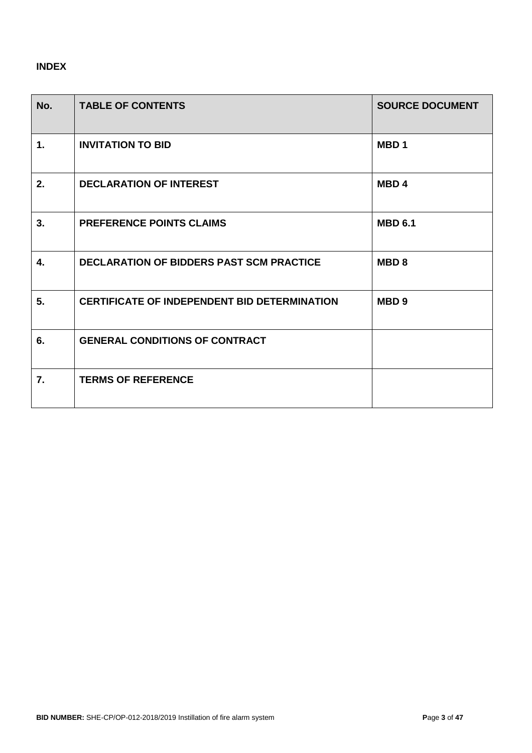**INDEX**

| No. | TABLE OF CONTENTS | SOURCE DOCUMENT |
|---|---|---|
| 1. | INVITATION TO BID | MBD 1 |
| 2. | DECLARATION OF INTEREST | MBD 4 |
| 3. | PREFERENCE POINTS CLAIMS | MBD 6.1 |
| 4. | DECLARATION OF BIDDERS PAST SCM PRACTICE | MBD 8 |
| 5. | CERTIFICATE OF INDEPENDENT BID DETERMINATION | MBD 9 |
| 6. | GENERAL CONDITIONS OF CONTRACT | |
| 7. | TERMS OF REFERENCE | |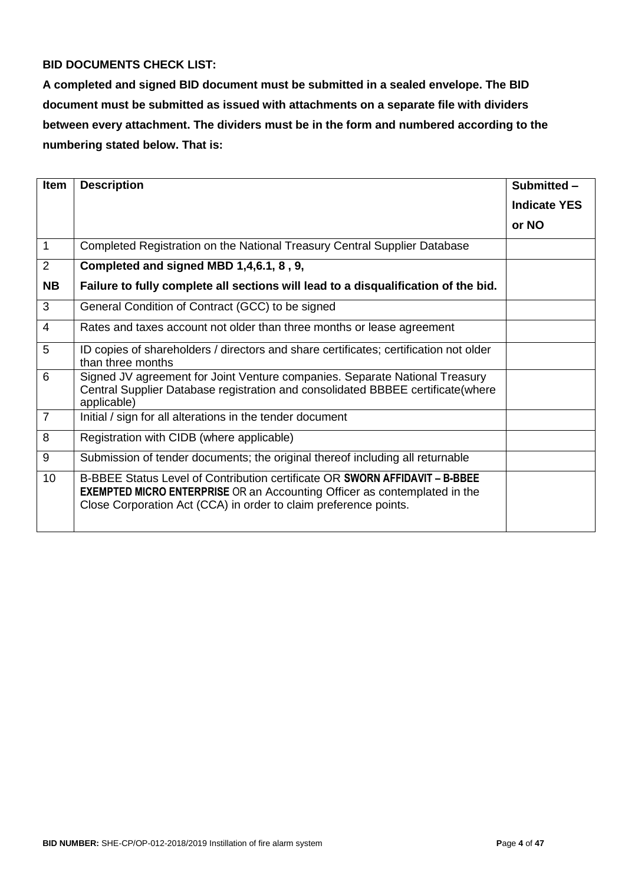**BID DOCUMENTS CHECK LIST:**

**A completed and signed BID document must be submitted in a sealed envelope. The BID document must be submitted as issued with attachments on a separate file with dividers between every attachment. The dividers must be in the form and numbered according to the numbering stated below. That is:**

| Item | Description | Submitted – Indicate YES or NO |
|---|---|---|
| 1 | Completed Registration on the National Treasury Central Supplier Database | |
| 2<br>**NB** | **Completed and signed MBD 1,4,6.1, 8 , 9,**<br>**Failure to fully complete all sections will lead to a disqualification of the bid.** | |
| 3 | General Condition of Contract (GCC) to be signed | |
| 4 | Rates and taxes account not older than three months or lease agreement | |
| 5 | ID copies of shareholders / directors and share certificates; certification not older than three months | |
| 6 | Signed JV agreement for Joint Venture companies. Separate National Treasury Central Supplier Database registration and consolidated BBBEE certificate(where applicable) | |
| 7 | Initial / sign for all alterations in the tender document | |
| 8 | Registration with CIDB (where applicable) | |
| 9 | Submission of tender documents; the original thereof including all returnable | |
| 10 | B-BBEE Status Level of Contribution certificate OR **SWORN AFFIDAVIT – B-BBEE EXEMPTED MICRO ENTERPRISE** OR an Accounting Officer as contemplated in the Close Corporation Act (CCA) in order to claim preference points. | |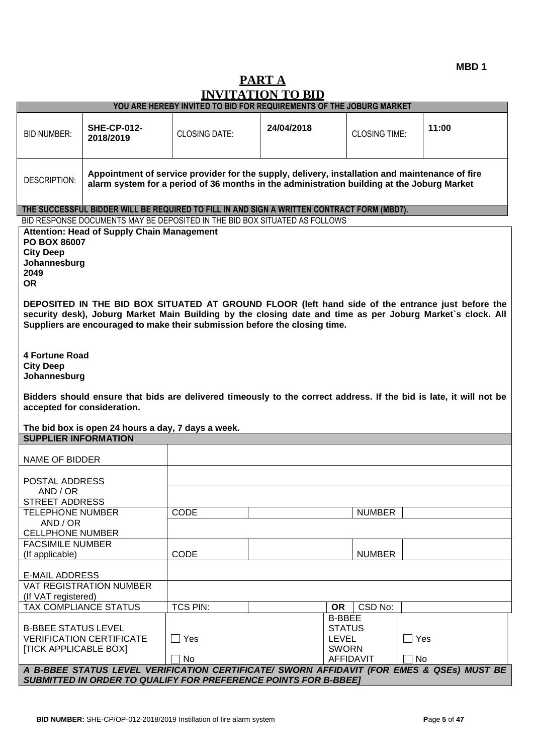**MBD 1**

# PART A
# INVITATION TO BID

| YOU ARE HEREBY INVITED TO BID FOR REQUIREMENTS OF THE JOBURG MARKET | | | | | |
|---|---|---|---|---|---|
| BID NUMBER: | **SHE-CP-012-2018/2019** | CLOSING DATE: | **24/04/2018** | CLOSING TIME: | **11:00** |
| DESCRIPTION: | **Appointment of service provider for the supply, delivery, installation and maintenance of fire alarm system for a period of 36 months in the administration building at the Joburg Market** | | | | |

**THE SUCCESSFUL BIDDER WILL BE REQUIRED TO FILL IN AND SIGN A WRITTEN CONTRACT FORM (MBD7).**

BID RESPONSE DOCUMENTS MAY BE DEPOSITED IN THE BID BOX SITUATED AS FOLLOWS

**Attention: Head of Supply Chain Management**
**PO BOX 86007**
**City Deep**
**Johannesburg**
**2049**
**OR**

**DEPOSITED IN THE BID BOX SITUATED AT GROUND FLOOR (left hand side of the entrance just before the security desk), Joburg Market Main Building by the closing date and time as per Joburg Market`s clock. All Suppliers are encouraged to make their submission before the closing time.**

**4 Fortune Road**
**City Deep**
**Johannesburg**

**Bidders should ensure that bids are delivered timeously to the correct address. If the bid is late, it will not be accepted for consideration.**

**The bid box is open 24 hours a day, 7 days a week.**

| **SUPPLIER INFORMATION** | | | | | |
|---|---|---|---|---|---|
| NAME OF BIDDER | | | | | |
| POSTAL ADDRESS | | | | | |
| AND / OR STREET ADDRESS | | | | | |
| TELEPHONE NUMBER | CODE | | NUMBER | | |
| AND / OR CELLPHONE NUMBER | | | | | |
| FACSIMILE NUMBER (If applicable) | CODE | | NUMBER | | |
| E-MAIL ADDRESS | | | | | |
| VAT REGISTRATION NUMBER (If VAT registered) | | | | | |
| TAX COMPLIANCE STATUS | TCS PIN: | | **OR** | CSD No: | |
| B-BBEE STATUS LEVEL VERIFICATION CERTIFICATE [TICK APPLICABLE BOX] | ☐ Yes ☐ No | | B-BBEE STATUS LEVEL SWORN AFFIDAVIT | | ☐ Yes ☐ No |

***A B-BBEE STATUS LEVEL VERIFICATION CERTIFICATE/ SWORN AFFIDAVIT (FOR EMES & QSEs) MUST BE SUBMITTED IN ORDER TO QUALIFY FOR PREFERENCE POINTS FOR B-BBEE]***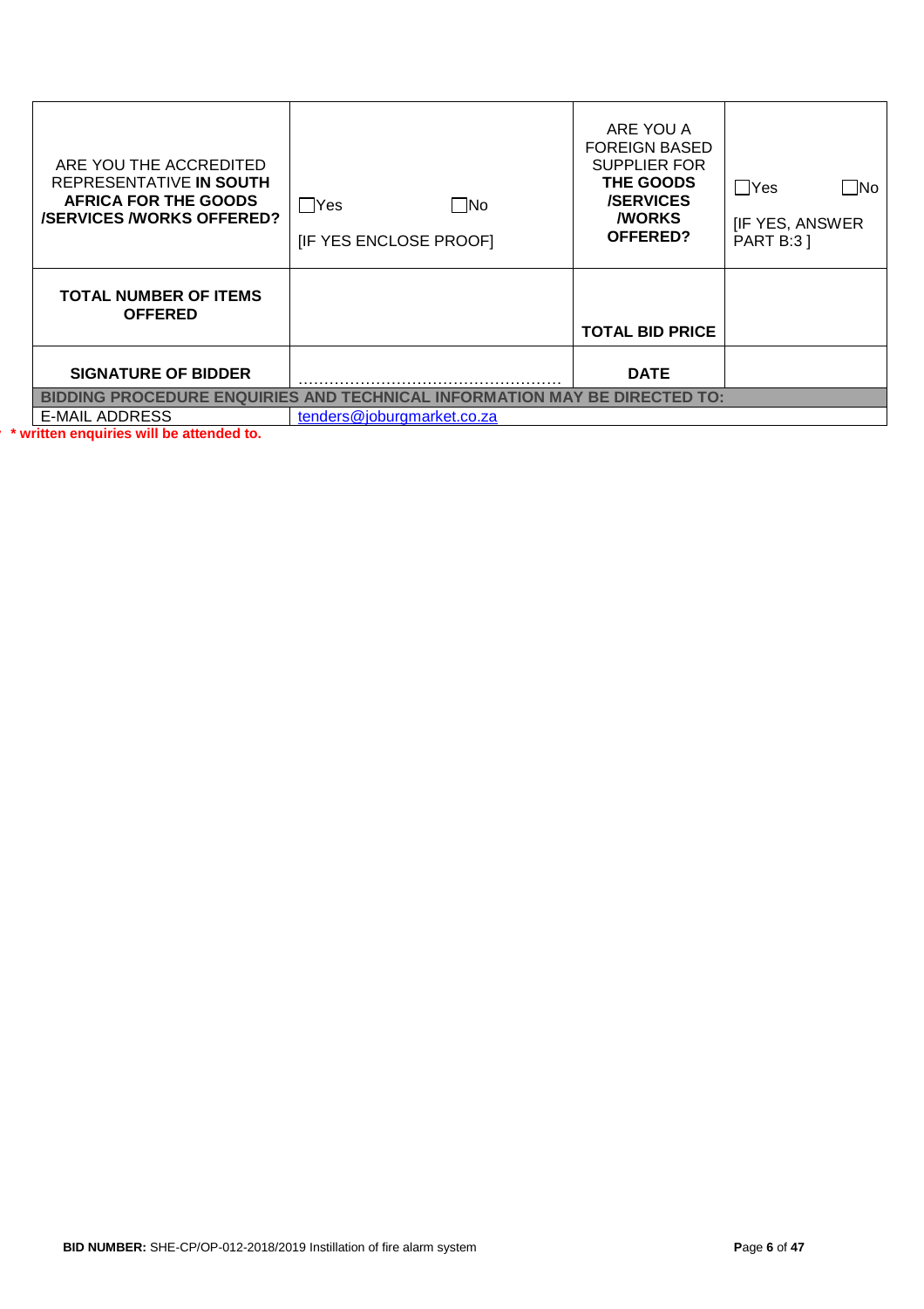| ARE YOU THE ACCREDITED REPRESENTATIVE **IN SOUTH AFRICA FOR THE GOODS /SERVICES /WORKS OFFERED?** | ☐Yes ☐No [IF YES ENCLOSE PROOF] | ARE YOU A FOREIGN BASED SUPPLIER FOR **THE GOODS /SERVICES /WORKS OFFERED?** | ☐Yes ☐No [IF YES, ANSWER PART B:3 ] |
|---|---|---|---|
| **TOTAL NUMBER OF ITEMS OFFERED** | | **TOTAL BID PRICE** | |
| **SIGNATURE OF BIDDER** | ………………………………………… | **DATE** | |
| **BIDDING PROCEDURE ENQUIRIES AND TECHNICAL INFORMATION MAY BE DIRECTED TO:** | | | |
| E-MAIL ADDRESS | tenders@joburgmarket.co.za | | |

*** written enquiries will be attended to.**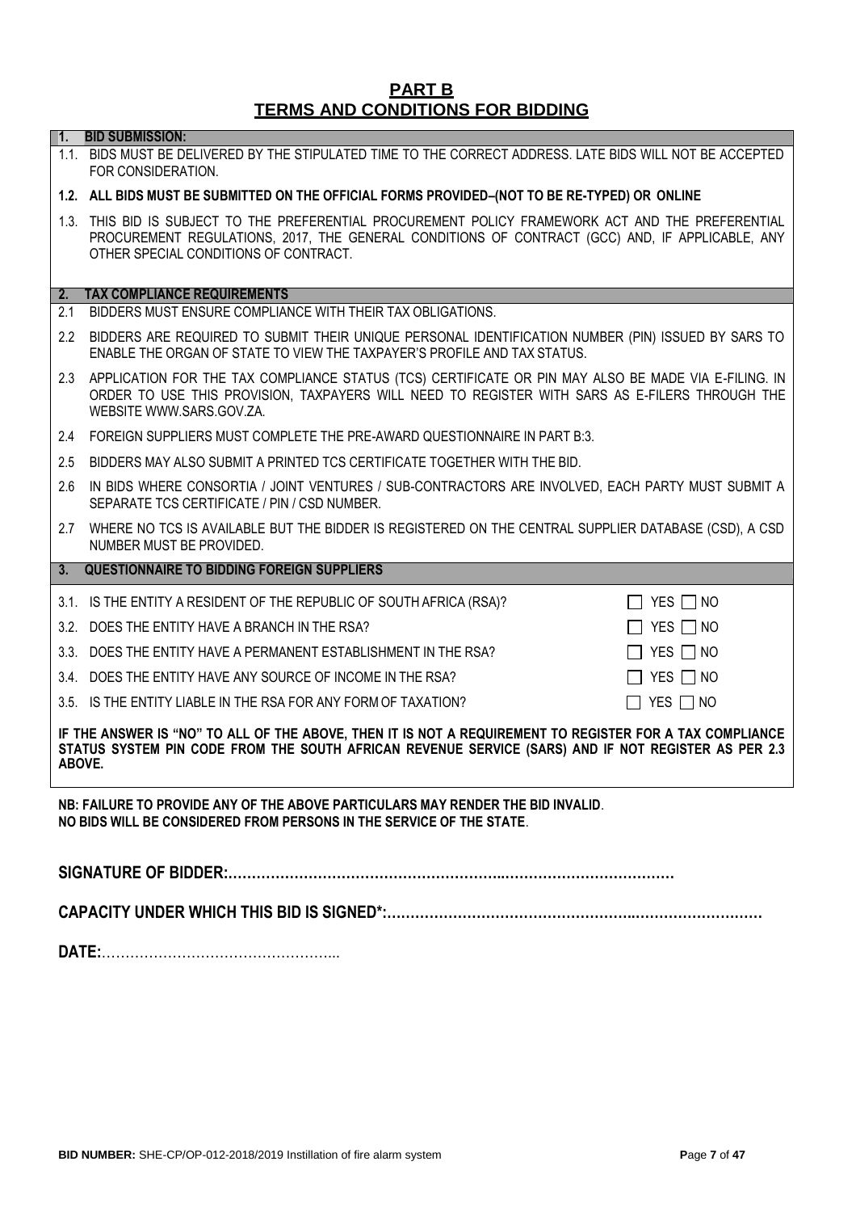# PART B
## TERMS AND CONDITIONS FOR BIDDING

**1. BID SUBMISSION:**

1.1. BIDS MUST BE DELIVERED BY THE STIPULATED TIME TO THE CORRECT ADDRESS. LATE BIDS WILL NOT BE ACCEPTED FOR CONSIDERATION.

**1.2. ALL BIDS MUST BE SUBMITTED ON THE OFFICIAL FORMS PROVIDED–(NOT TO BE RE-TYPED) OR ONLINE**

1.3. THIS BID IS SUBJECT TO THE PREFERENTIAL PROCUREMENT POLICY FRAMEWORK ACT AND THE PREFERENTIAL PROCUREMENT REGULATIONS, 2017, THE GENERAL CONDITIONS OF CONTRACT (GCC) AND, IF APPLICABLE, ANY OTHER SPECIAL CONDITIONS OF CONTRACT.

**2. TAX COMPLIANCE REQUIREMENTS**

2.1 BIDDERS MUST ENSURE COMPLIANCE WITH THEIR TAX OBLIGATIONS.

2.2 BIDDERS ARE REQUIRED TO SUBMIT THEIR UNIQUE PERSONAL IDENTIFICATION NUMBER (PIN) ISSUED BY SARS TO ENABLE THE ORGAN OF STATE TO VIEW THE TAXPAYER'S PROFILE AND TAX STATUS.

2.3 APPLICATION FOR THE TAX COMPLIANCE STATUS (TCS) CERTIFICATE OR PIN MAY ALSO BE MADE VIA E-FILING. IN ORDER TO USE THIS PROVISION, TAXPAYERS WILL NEED TO REGISTER WITH SARS AS E-FILERS THROUGH THE WEBSITE WWW.SARS.GOV.ZA.

2.4 FOREIGN SUPPLIERS MUST COMPLETE THE PRE-AWARD QUESTIONNAIRE IN PART B:3.

2.5 BIDDERS MAY ALSO SUBMIT A PRINTED TCS CERTIFICATE TOGETHER WITH THE BID.

2.6 IN BIDS WHERE CONSORTIA / JOINT VENTURES / SUB-CONTRACTORS ARE INVOLVED, EACH PARTY MUST SUBMIT A SEPARATE TCS CERTIFICATE / PIN / CSD NUMBER.

2.7 WHERE NO TCS IS AVAILABLE BUT THE BIDDER IS REGISTERED ON THE CENTRAL SUPPLIER DATABASE (CSD), A CSD NUMBER MUST BE PROVIDED.

**3. QUESTIONNAIRE TO BIDDING FOREIGN SUPPLIERS**

| | |
|---|---|
| 3.1. IS THE ENTITY A RESIDENT OF THE REPUBLIC OF SOUTH AFRICA (RSA)? | ☐ YES ☐ NO |
| 3.2. DOES THE ENTITY HAVE A BRANCH IN THE RSA? | ☐ YES ☐ NO |
| 3.3. DOES THE ENTITY HAVE A PERMANENT ESTABLISHMENT IN THE RSA? | ☐ YES ☐ NO |
| 3.4. DOES THE ENTITY HAVE ANY SOURCE OF INCOME IN THE RSA? | ☐ YES ☐ NO |
| 3.5. IS THE ENTITY LIABLE IN THE RSA FOR ANY FORM OF TAXATION? | ☐ YES ☐ NO |

**IF THE ANSWER IS "NO" TO ALL OF THE ABOVE, THEN IT IS NOT A REQUIREMENT TO REGISTER FOR A TAX COMPLIANCE STATUS SYSTEM PIN CODE FROM THE SOUTH AFRICAN REVENUE SERVICE (SARS) AND IF NOT REGISTER AS PER 2.3 ABOVE.**

**NB: FAILURE TO PROVIDE ANY OF THE ABOVE PARTICULARS MAY RENDER THE BID INVALID.**
**NO BIDS WILL BE CONSIDERED FROM PERSONS IN THE SERVICE OF THE STATE.**

**SIGNATURE OF BIDDER:……………………………………………………………………………………**

**CAPACITY UNDER WHICH THIS BID IS SIGNED\*:……………………………………………………………………**

**DATE:**…………………………………………..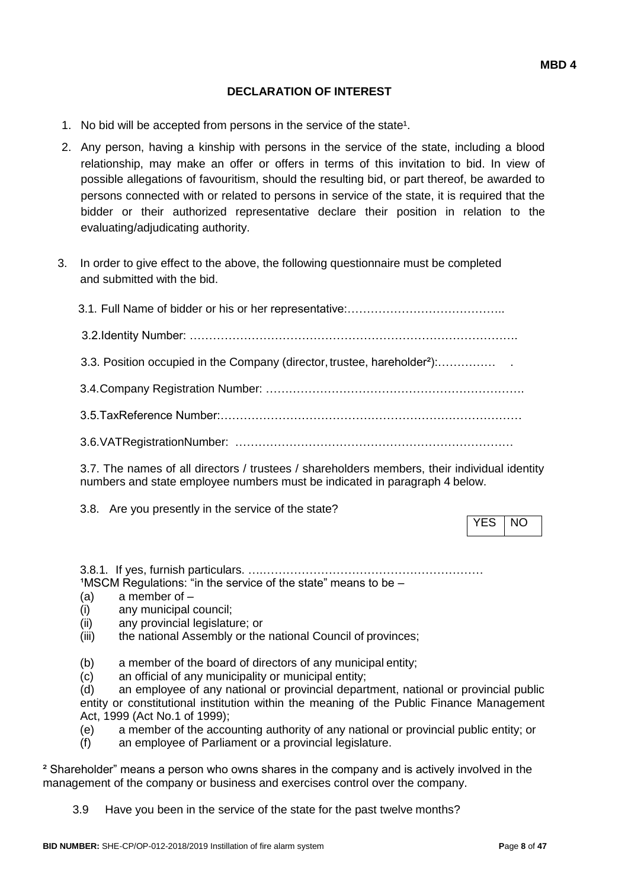**MBD 4**

## DECLARATION OF INTEREST

1. No bid will be accepted from persons in the service of the state[1].
2. Any person, having a kinship with persons in the service of the state, including a blood relationship, may make an offer or offers in terms of this invitation to bid. In view of possible allegations of favouritism, should the resulting bid, or part thereof, be awarded to persons connected with or related to persons in service of the state, it is required that the bidder or their authorized representative declare their position in relation to the evaluating/adjudicating authority.
3. In order to give effect to the above, the following questionnaire must be completed and submitted with the bid.

   3.1. Full Name of bidder or his or her representative:…………………………………..

   3.2.Identity Number: ………………………………………………………………………….

   3.3. Position occupied in the Company (director, trustee, hareholder[2]):…………… .

   3.4.Company Registration Number: ………………………………………………………….

   3.5.TaxReference Number:……………………………………………………………………

   3.6.VATRegistrationNumber: ………………………………………………………………

   3.7. The names of all directors / trustees / shareholders members, their individual identity numbers and state employee numbers must be indicated in paragraph 4 below.

   3.8. Are you presently in the service of the state?

   | YES | NO |
   |---|---|

   3.8.1. If yes, furnish particulars. ….……………………………………………………

[1]MSCM Regulations: "in the service of the state" means to be –

(a) a member of –
(i) any municipal council;
(ii) any provincial legislature; or
(iii) the national Assembly or the national Council of provinces;

(b) a member of the board of directors of any municipal entity;
(c) an official of any municipality or municipal entity;
(d) an employee of any national or provincial department, national or provincial public entity or constitutional institution within the meaning of the Public Finance Management Act, 1999 (Act No.1 of 1999);
(e) a member of the accounting authority of any national or provincial public entity; or
(f) an employee of Parliament or a provincial legislature.

[2] Shareholder" means a person who owns shares in the company and is actively involved in the management of the company or business and exercises control over the company.

   3.9 Have you been in the service of the state for the past twelve months?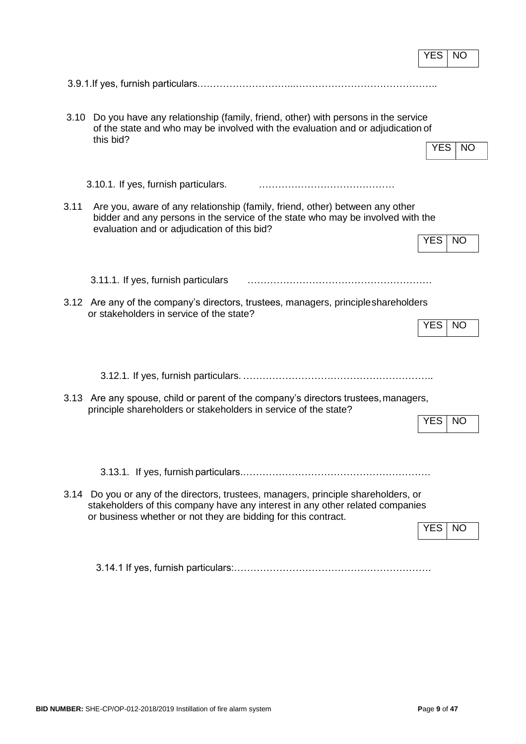| YES | NO |
|---|---|

3.9.1.If yes, furnish particulars.……………………….……………………………………..

3.10 Do you have any relationship (family, friend, other) with persons in the service of the state and who may be involved with the evaluation and or adjudication of this bid?

| YES | NO |
|---|---|

3.10.1. If yes, furnish particulars. ……………………………………

3.11 Are you, aware of any relationship (family, friend, other) between any other bidder and any persons in the service of the state who may be involved with the evaluation and or adjudication of this bid?

| YES | NO |
|---|---|

3.11.1. If yes, furnish particulars ………………………………………………….

3.12 Are any of the company's directors, trustees, managers, principle shareholders or stakeholders in service of the state?

| YES | NO |
|---|---|

3.12.1. If yes, furnish particulars. …………………………………………………..

3.13 Are any spouse, child or parent of the company's directors trustees, managers, principle shareholders or stakeholders in service of the state?

| YES | NO |
|---|---|

3.13.1. If yes, furnish particulars.………………………………………………….

3.14 Do you or any of the directors, trustees, managers, principle shareholders, or stakeholders of this company have any interest in any other related companies or business whether or not they are bidding for this contract.

| YES | NO |
|---|---|

3.14.1 If yes, furnish particulars:…………………………………………………….

**BID NUMBER:** SHE-CP/OP-012-2018/2019 Instillation of fire alarm system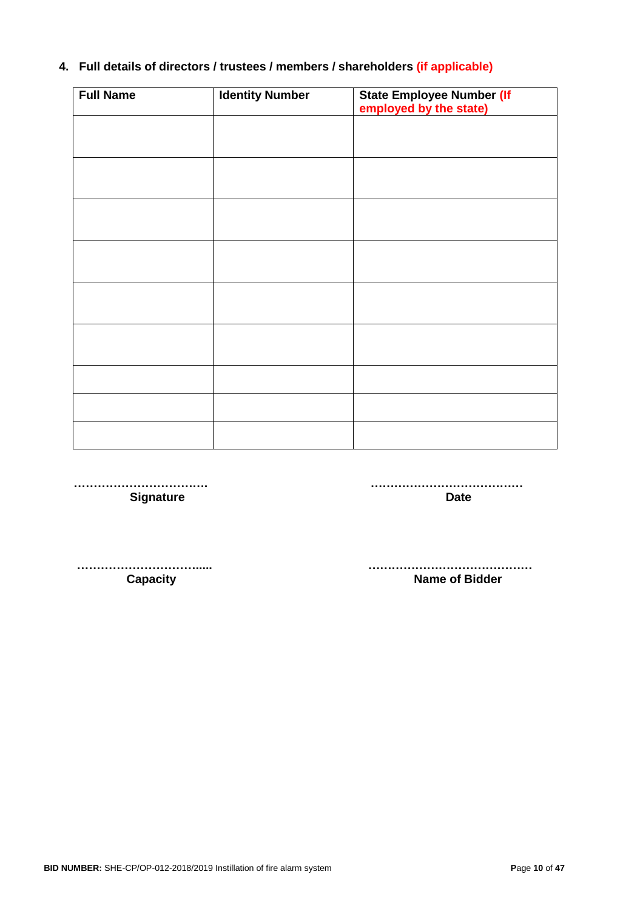**4. Full details of directors / trustees / members / shareholders (if applicable)**

| Full Name | Identity Number | State Employee Number (If employed by the state) |
|---|---|---|
| | | |
| | | |
| | | |
| | | |
| | | |
| | | |
| | | |
| | | |
| | | |

…………………………….
**Signature**

…………………………………
**Date**

…………………………….....
**Capacity**

……………………………………
**Name of Bidder**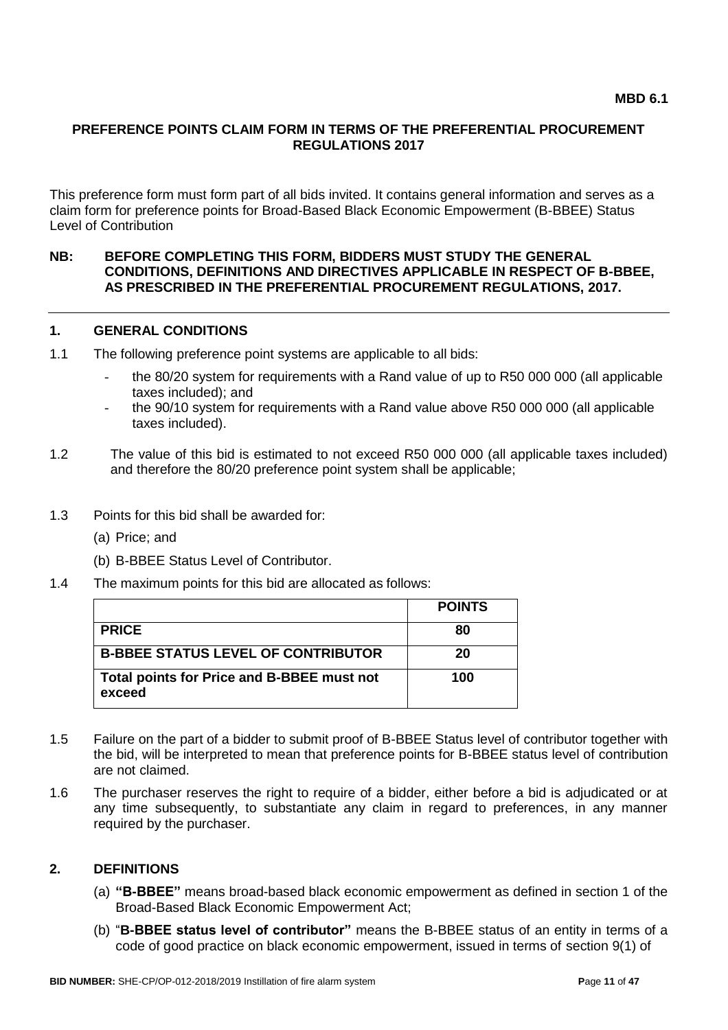**MBD 6.1**

## PREFERENCE POINTS CLAIM FORM IN TERMS OF THE PREFERENTIAL PROCUREMENT REGULATIONS 2017

This preference form must form part of all bids invited. It contains general information and serves as a claim form for preference points for Broad-Based Black Economic Empowerment (B-BBEE) Status Level of Contribution

**NB: BEFORE COMPLETING THIS FORM, BIDDERS MUST STUDY THE GENERAL CONDITIONS, DEFINITIONS AND DIRECTIVES APPLICABLE IN RESPECT OF B-BBEE, AS PRESCRIBED IN THE PREFERENTIAL PROCUREMENT REGULATIONS, 2017.**

### 1. GENERAL CONDITIONS

1.1 The following preference point systems are applicable to all bids:

- the 80/20 system for requirements with a Rand value of up to R50 000 000 (all applicable taxes included); and
- the 90/10 system for requirements with a Rand value above R50 000 000 (all applicable taxes included).

1.2 The value of this bid is estimated to not exceed R50 000 000 (all applicable taxes included) and therefore the 80/20 preference point system shall be applicable;

1.3 Points for this bid shall be awarded for:

(a) Price; and

(b) B-BBEE Status Level of Contributor.

1.4 The maximum points for this bid are allocated as follows:

| | POINTS |
|---|---|
| **PRICE** | **80** |
| **B-BBEE STATUS LEVEL OF CONTRIBUTOR** | **20** |
| **Total points for Price and B-BBEE must not exceed** | **100** |

1.5 Failure on the part of a bidder to submit proof of B-BBEE Status level of contributor together with the bid, will be interpreted to mean that preference points for B-BBEE status level of contribution are not claimed.

1.6 The purchaser reserves the right to require of a bidder, either before a bid is adjudicated or at any time subsequently, to substantiate any claim in regard to preferences, in any manner required by the purchaser.

### 2. DEFINITIONS

(a) **"B-BBEE"** means broad-based black economic empowerment as defined in section 1 of the Broad-Based Black Economic Empowerment Act;

(b) "**B-BBEE status level of contributor"** means the B-BBEE status of an entity in terms of a code of good practice on black economic empowerment, issued in terms of section 9(1) of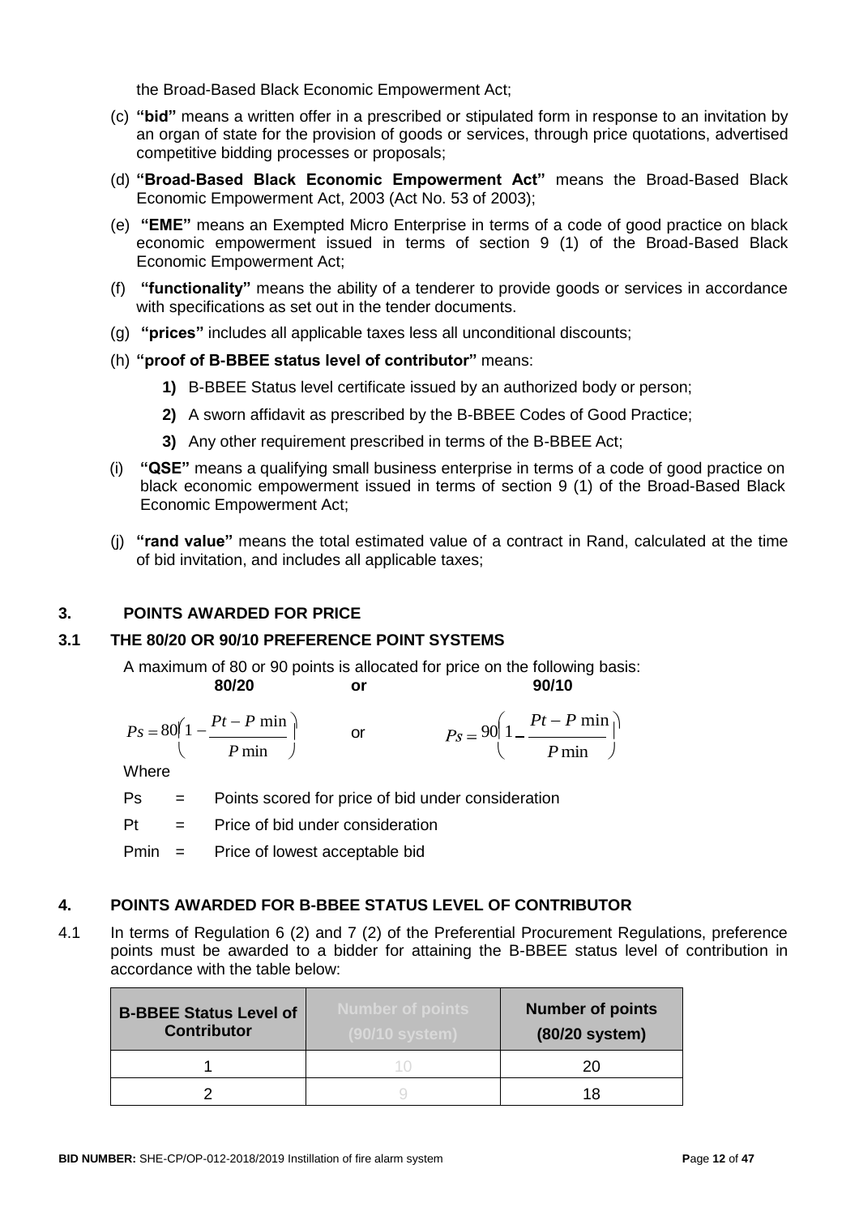the Broad-Based Black Economic Empowerment Act;

(c) **"bid"** means a written offer in a prescribed or stipulated form in response to an invitation by an organ of state for the provision of goods or services, through price quotations, advertised competitive bidding processes or proposals;

(d) **"Broad-Based Black Economic Empowerment Act"** means the Broad-Based Black Economic Empowerment Act, 2003 (Act No. 53 of 2003);

(e) **"EME"** means an Exempted Micro Enterprise in terms of a code of good practice on black economic empowerment issued in terms of section 9 (1) of the Broad-Based Black Economic Empowerment Act;

(f) **"functionality"** means the ability of a tenderer to provide goods or services in accordance with specifications as set out in the tender documents.

(g) **"prices"** includes all applicable taxes less all unconditional discounts;

(h) **"proof of B-BBEE status level of contributor"** means:

   **1)** B-BBEE Status level certificate issued by an authorized body or person;

   **2)** A sworn affidavit as prescribed by the B-BBEE Codes of Good Practice;

   **3)** Any other requirement prescribed in terms of the B-BBEE Act;

(i) **"QSE"** means a qualifying small business enterprise in terms of a code of good practice on black economic empowerment issued in terms of section 9 (1) of the Broad-Based Black Economic Empowerment Act;

(j) **"rand value"** means the total estimated value of a contract in Rand, calculated at the time of bid invitation, and includes all applicable taxes;

## 3. POINTS AWARDED FOR PRICE

### 3.1 THE 80/20 OR 90/10 PREFERENCE POINT SYSTEMS

A maximum of 80 or 90 points is allocated for price on the following basis:

**80/20** or **90/10**

$$Ps = 80\left(1 - \frac{Pt - P\min}{P\min}\right) \quad \text{or} \quad Ps = 90\left(1 - \frac{Pt - P\min}{P\min}\right)$$

Where

Ps = Points scored for price of bid under consideration

Pt = Price of bid under consideration

Pmin = Price of lowest acceptable bid

## 4. POINTS AWARDED FOR B-BBEE STATUS LEVEL OF CONTRIBUTOR

4.1 In terms of Regulation 6 (2) and 7 (2) of the Preferential Procurement Regulations, preference points must be awarded to a bidder for attaining the B-BBEE status level of contribution in accordance with the table below:

| B-BBEE Status Level of Contributor | Number of points (90/10 system) | Number of points (80/20 system) |
|---|---|---|
| 1 | 10 | 20 |
| 2 | 9 | 18 |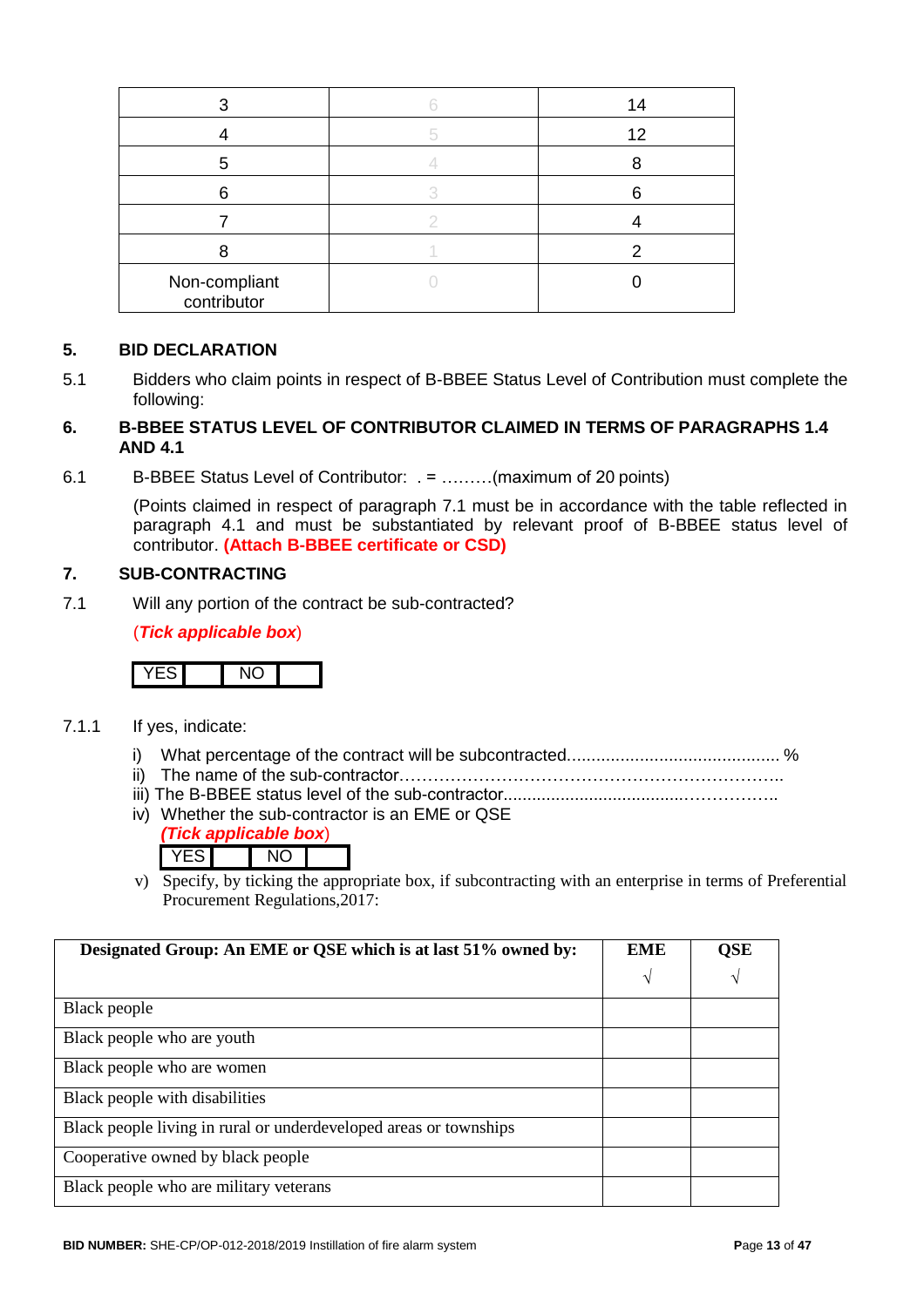| 3 | 6 | 14 |
|---|---|---|
| 4 | 5 | 12 |
| 5 | 4 | 8 |
| 6 | 3 | 6 |
| 7 | 2 | 4 |
| 8 | 1 | 2 |
| Non-compliant contributor | 0 | 0 |

**5. BID DECLARATION**

5.1 Bidders who claim points in respect of B-BBEE Status Level of Contribution must complete the following:

**6. B-BBEE STATUS LEVEL OF CONTRIBUTOR CLAIMED IN TERMS OF PARAGRAPHS 1.4 AND 4.1**

6.1 B-BBEE Status Level of Contributor: . = ………(maximum of 20 points)

(Points claimed in respect of paragraph 7.1 must be in accordance with the table reflected in paragraph 4.1 and must be substantiated by relevant proof of B-BBEE status level of contributor. **(Attach B-BBEE certificate or CSD)**

**7. SUB-CONTRACTING**

7.1 Will any portion of the contract be sub-contracted?

(***Tick applicable box***)

| YES | | NO | |
|---|---|---|---|

7.1.1 If yes, indicate:

i) What percentage of the contract will be subcontracted............................................ %
ii) The name of the sub-contractor…………………………………………………………..
iii) The B-BBEE status level of the sub-contractor......................................……………..
iv) Whether the sub-contractor is an EME or QSE
***(Tick applicable box)***

| YES | | NO | |
|---|---|---|---|

v) Specify, by ticking the appropriate box, if subcontracting with an enterprise in terms of Preferential Procurement Regulations,2017:

| **Designated Group: An EME or QSE which is at last 51% owned by:** | **EME** √ | **QSE** √ |
|---|---|---|
| Black people | | |
| Black people who are youth | | |
| Black people who are women | | |
| Black people with disabilities | | |
| Black people living in rural or underdeveloped areas or townships | | |
| Cooperative owned by black people | | |
| Black people who are military veterans | | |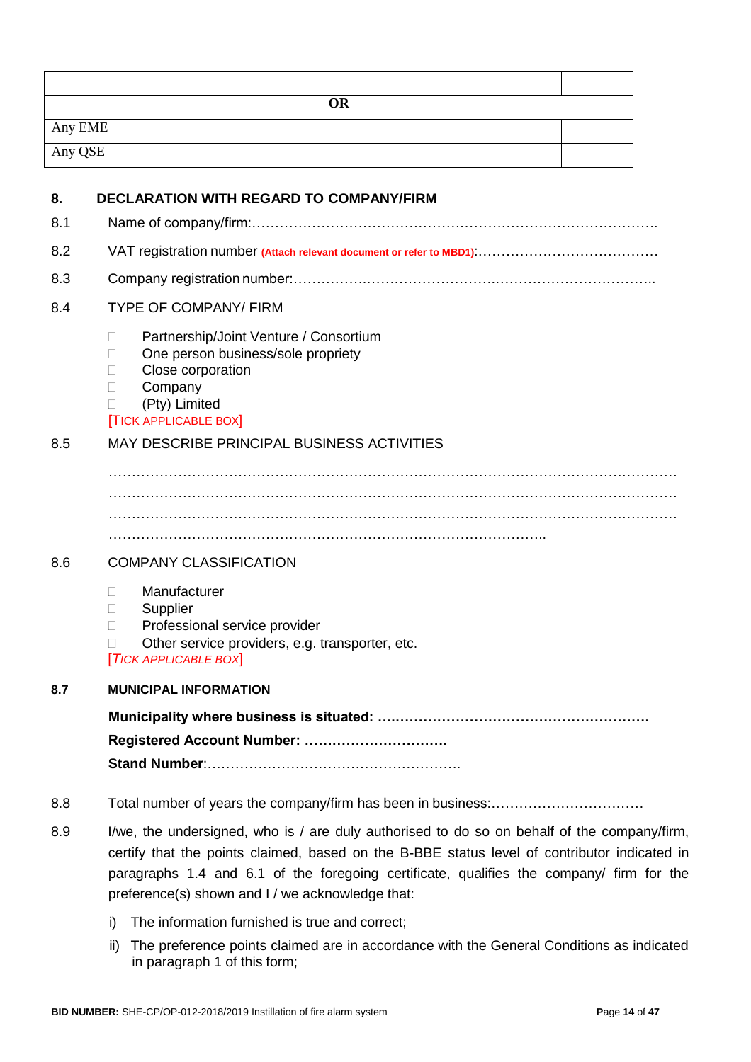| | | |
|---|---|---|
| | | |
| **OR** | | |
| Any EME | | |
| Any QSE | | |

## 8. DECLARATION WITH REGARD TO COMPANY/FIRM

8.1 Name of company/firm:…………………………………………………………………………….

8.2 VAT registration number **(Attach relevant document or refer to MBD1)**:…………………………………

8.3 Company registration number:……………….……………………….…………………………..

8.4 TYPE OF COMPANY/ FIRM

- ☐ Partnership/Joint Venture / Consortium
- ☐ One person business/sole propriety
- ☐ Close corporation
- ☐ Company
- ☐ (Pty) Limited

[TICK APPLICABLE BOX]

8.5 MAY DESCRIBE PRINCIPAL BUSINESS ACTIVITIES

…………………………………………………………………………………………………………
…………………………………………………………………………………………………………
…………………………………………………………………………………………………………
……………………………………………………………………………………..

8.6 COMPANY CLASSIFICATION

- ☐ Manufacturer
- ☐ Supplier
- ☐ Professional service provider
- ☐ Other service providers, e.g. transporter, etc.

[*TICK APPLICABLE BOX*]

**8.7 MUNICIPAL INFORMATION**

**Municipality where business is situated: ….……………………………………………….**

**Registered Account Number: ………………………….**

**Stand Number**:……………………………………………….

8.8 Total number of years the company/firm has been in business:……………………………

8.9 I/we, the undersigned, who is / are duly authorised to do so on behalf of the company/firm, certify that the points claimed, based on the B-BBE status level of contributor indicated in paragraphs 1.4 and 6.1 of the foregoing certificate, qualifies the company/ firm for the preference(s) shown and I / we acknowledge that:

i) The information furnished is true and correct;

ii) The preference points claimed are in accordance with the General Conditions as indicated in paragraph 1 of this form;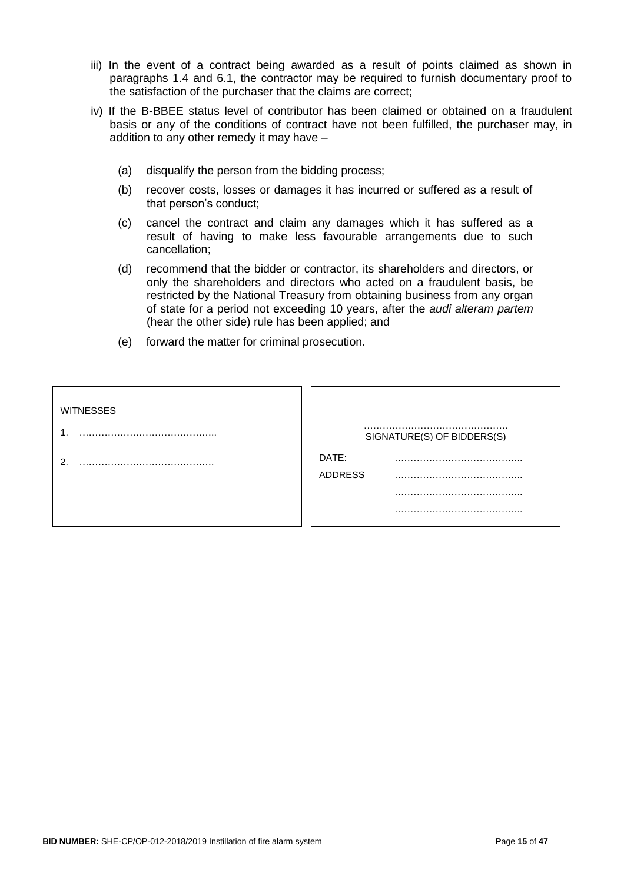iii) In the event of a contract being awarded as a result of points claimed as shown in paragraphs 1.4 and 6.1, the contractor may be required to furnish documentary proof to the satisfaction of the purchaser that the claims are correct;

iv) If the B-BBEE status level of contributor has been claimed or obtained on a fraudulent basis or any of the conditions of contract have not been fulfilled, the purchaser may, in addition to any other remedy it may have –

   (a) disqualify the person from the bidding process;

   (b) recover costs, losses or damages it has incurred or suffered as a result of that person's conduct;

   (c) cancel the contract and claim any damages which it has suffered as a result of having to make less favourable arrangements due to such cancellation;

   (d) recommend that the bidder or contractor, its shareholders and directors, or only the shareholders and directors who acted on a fraudulent basis, be restricted by the National Treasury from obtaining business from any organ of state for a period not exceeding 10 years, after the *audi alteram partem* (hear the other side) rule has been applied; and

   (e) forward the matter for criminal prosecution.

| WITNESSES | |
|---|---|
| 1. …………………………………….. | ………………………………………. SIGNATURE(S) OF BIDDERS(S) |
| 2. ……………………………………. | DATE: ………………………………….. |
| | ADDRESS ………………………………….. |
| | ………………………………….. |
| | ………………………………….. |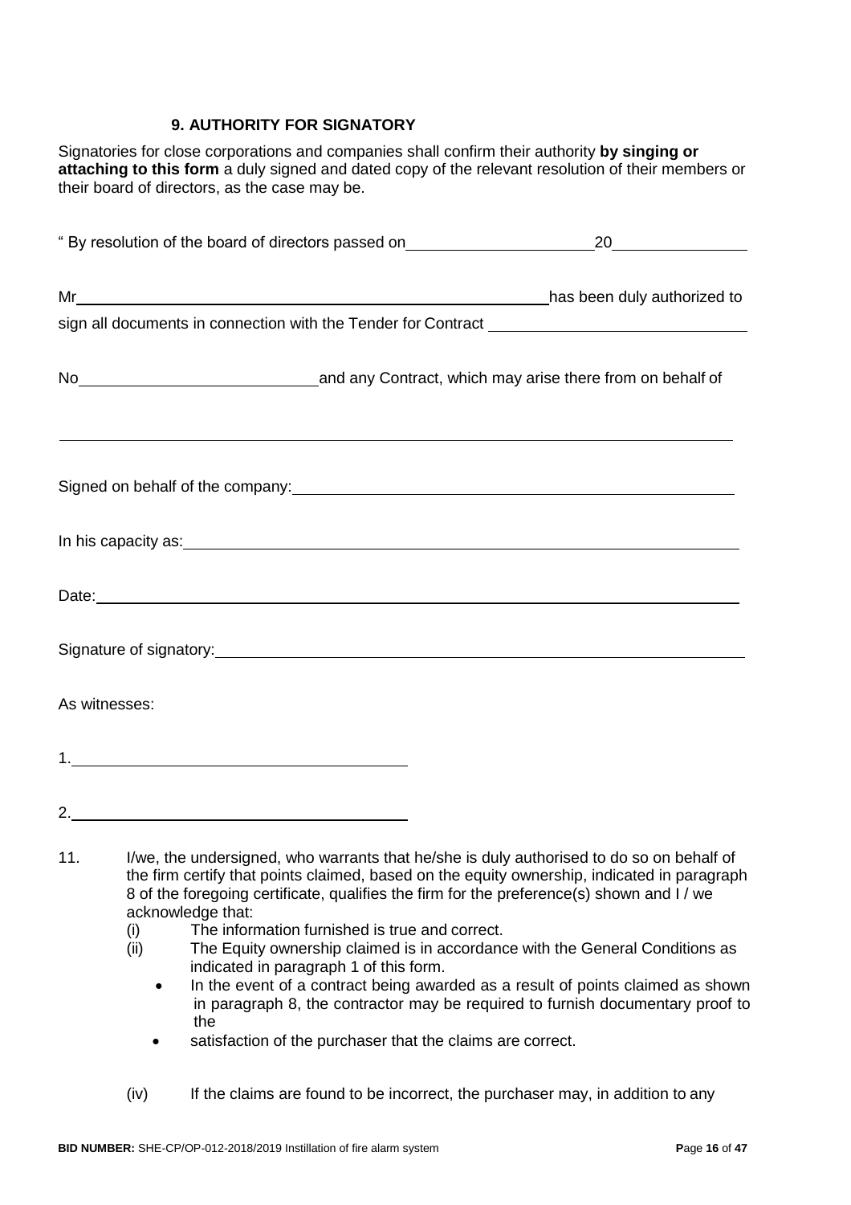### 9. AUTHORITY FOR SIGNATORY

Signatories for close corporations and companies shall confirm their authority **by singing or attaching to this form** a duly signed and dated copy of the relevant resolution of their members or their board of directors, as the case may be.

" By resolution of the board of directors passed on______________________20_______________

Mr_______________________________________________________has been duly authorized to sign all documents in connection with the Tender for Contract _____________________________

No____________________________and any Contract, which may arise there from on behalf of

_____________________________________________________________________________

Signed on behalf of the company:_______________________________________________

In his capacity as:___________________________________________________________

Date:_____________________________________________________________________

Signature of signatory:_______________________________________________________

As witnesses:

1.______________________________________

2.______________________________________

11. I/we, the undersigned, who warrants that he/she is duly authorised to do so on behalf of the firm certify that points claimed, based on the equity ownership, indicated in paragraph 8 of the foregoing certificate, qualifies the firm for the preference(s) shown and I / we acknowledge that:
    - (i) The information furnished is true and correct.
    - (ii) The Equity ownership claimed is in accordance with the General Conditions as indicated in paragraph 1 of this form.
        - In the event of a contract being awarded as a result of points claimed as shown in paragraph 8, the contractor may be required to furnish documentary proof to the
        - satisfaction of the purchaser that the claims are correct.
    - (iv) If the claims are found to be incorrect, the purchaser may, in addition to any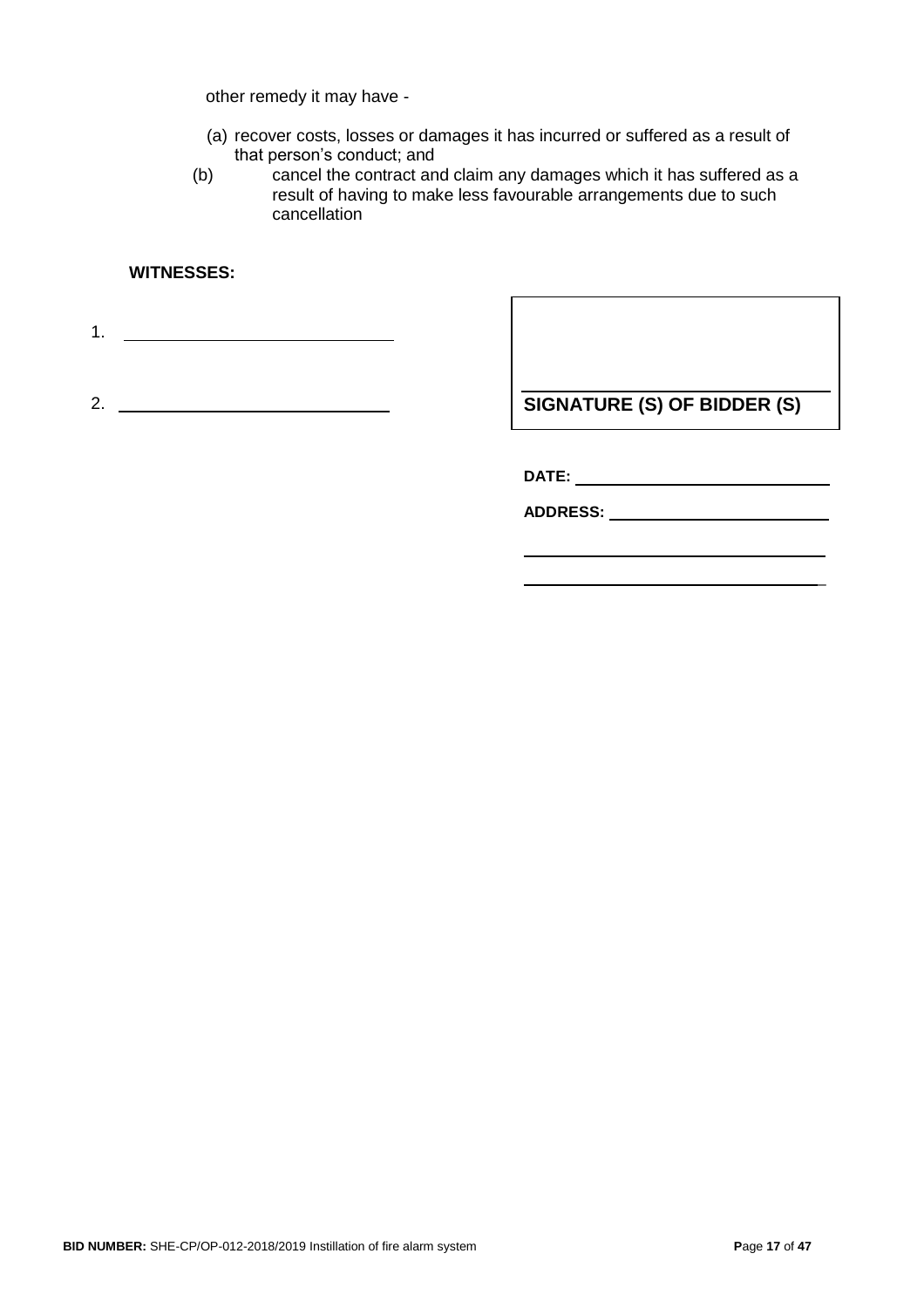other remedy it may have -

(a) recover costs, losses or damages it has incurred or suffered as a result of that person's conduct; and

(b) cancel the contract and claim any damages which it has suffered as a result of having to make less favourable arrangements due to such cancellation

**WITNESSES:**

1. \_\_\_\_\_\_\_\_\_\_\_\_\_\_\_\_\_\_\_\_\_\_\_\_\_\_\_\_\_\_

2. \_\_\_\_\_\_\_\_\_\_\_\_\_\_\_\_\_\_\_\_\_\_\_\_\_\_\_\_\_\_

\_\_\_\_\_\_\_\_\_\_\_\_\_\_\_\_\_\_\_\_\_\_\_\_\_\_\_\_\_\_

**SIGNATURE (S) OF BIDDER (S)**

**DATE:** \_\_\_\_\_\_\_\_\_\_\_\_\_\_\_\_\_\_\_\_\_\_\_\_\_\_\_\_

**ADDRESS:** \_\_\_\_\_\_\_\_\_\_\_\_\_\_\_\_\_\_\_\_\_\_\_\_\_\_\_\_

\_\_\_\_\_\_\_\_\_\_\_\_\_\_\_\_\_\_\_\_\_\_\_\_\_\_\_\_\_\_\_\_\_\_\_\_

\_\_\_\_\_\_\_\_\_\_\_\_\_\_\_\_\_\_\_\_\_\_\_\_\_\_\_\_\_\_\_\_\_\_\_\_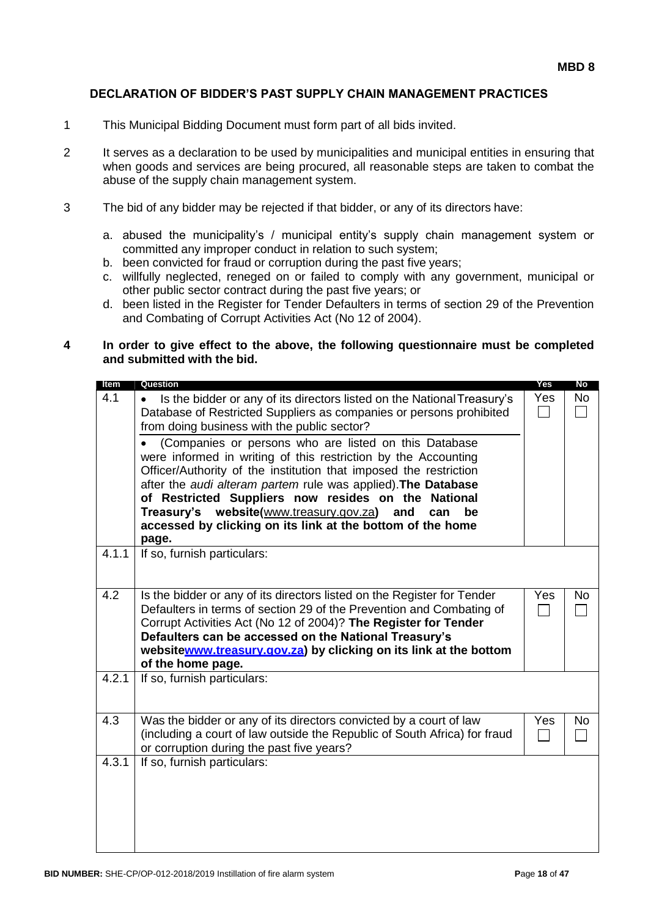**MBD 8**

## DECLARATION OF BIDDER'S PAST SUPPLY CHAIN MANAGEMENT PRACTICES

1. This Municipal Bidding Document must form part of all bids invited.

2. It serves as a declaration to be used by municipalities and municipal entities in ensuring that when goods and services are being procured, all reasonable steps are taken to combat the abuse of the supply chain management system.

3. The bid of any bidder may be rejected if that bidder, or any of its directors have:

   a. abused the municipality's / municipal entity's supply chain management system or committed any improper conduct in relation to such system;
   b. been convicted for fraud or corruption during the past five years;
   c. willfully neglected, reneged on or failed to comply with any government, municipal or other public sector contract during the past five years; or
   d. been listed in the Register for Tender Defaulters in terms of section 29 of the Prevention and Combating of Corrupt Activities Act (No 12 of 2004).

4. **In order to give effect to the above, the following questionnaire must be completed and submitted with the bid.**

| Item | Question | Yes | No |
|---|---|---|---|
| 4.1 | • Is the bidder or any of its directors listed on the National Treasury's Database of Restricted Suppliers as companies or persons prohibited from doing business with the public sector?<br>• (Companies or persons who are listed on this Database were informed in writing of this restriction by the Accounting Officer/Authority of the institution that imposed the restriction after the *audi alteram partem* rule was applied). **The Database of Restricted Suppliers now resides on the National Treasury's website(**www.treasury.gov.za**) and can be accessed by clicking on its link at the bottom of the home page.** | Yes ☐ | No ☐ |
| 4.1.1 | If so, furnish particulars: | | |
| 4.2 | Is the bidder or any of its directors listed on the Register for Tender Defaulters in terms of section 29 of the Prevention and Combating of Corrupt Activities Act (No 12 of 2004)? **The Register for Tender Defaulters can be accessed on the National Treasury's websitewww.treasury.gov.za) by clicking on its link at the bottom of the home page.** | Yes ☐ | No ☐ |
| 4.2.1 | If so, furnish particulars: | | |
| 4.3 | Was the bidder or any of its directors convicted by a court of law (including a court of law outside the Republic of South Africa) for fraud or corruption during the past five years? | Yes ☐ | No ☐ |
| 4.3.1 | If so, furnish particulars: | | |

**BID NUMBER:** SHE-CP/OP-012-2018/2019 Instillation of fire alarm system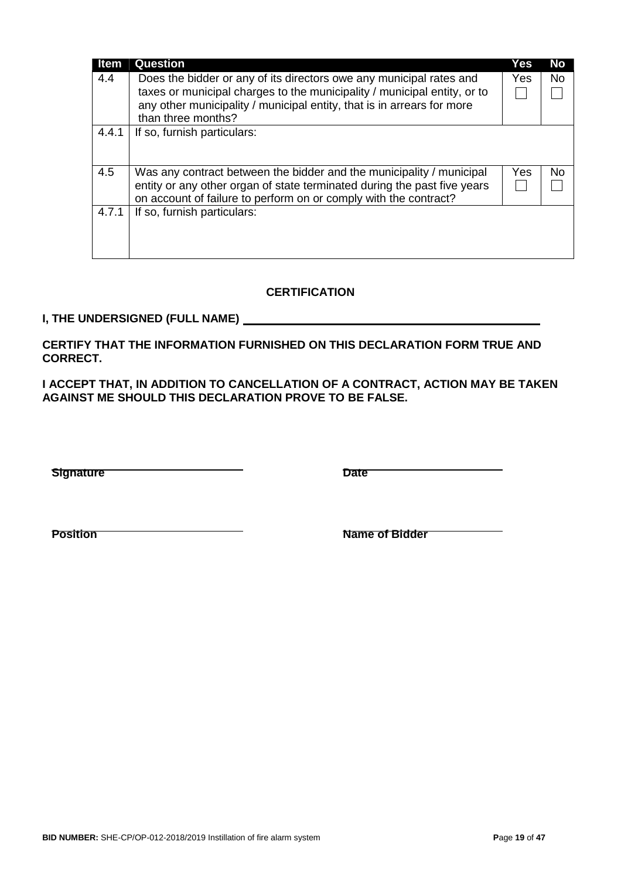| Item | Question | Yes | No |
|---|---|---|---|
| 4.4 | Does the bidder or any of its directors owe any municipal rates and taxes or municipal charges to the municipality / municipal entity, or to any other municipality / municipal entity, that is in arrears for more than three months? | Yes ☐ | No ☐ |
| 4.4.1 | If so, furnish particulars: | | |
| 4.5 | Was any contract between the bidder and the municipality / municipal entity or any other organ of state terminated during the past five years on account of failure to perform on or comply with the contract? | Yes ☐ | No ☐ |
| 4.7.1 | If so, furnish particulars: | | |

**CERTIFICATION**

**I, THE UNDERSIGNED (FULL NAME) \_\_\_\_\_\_\_\_\_\_\_\_\_\_\_\_\_\_\_\_\_\_\_\_\_\_\_\_\_\_\_\_\_\_\_\_\_\_\_\_\_\_\_\_**

**CERTIFY THAT THE INFORMATION FURNISHED ON THIS DECLARATION FORM TRUE AND CORRECT.**

**I ACCEPT THAT, IN ADDITION TO CANCELLATION OF A CONTRACT, ACTION MAY BE TAKEN AGAINST ME SHOULD THIS DECLARATION PROVE TO BE FALSE.**

**Signature** \_\_\_\_\_\_\_\_\_\_\_\_\_\_\_\_\_\_\_\_\_\_\_\_ **Date** \_\_\_\_\_\_\_\_\_\_\_\_\_\_\_\_\_\_\_\_\_\_\_\_

**Position** \_\_\_\_\_\_\_\_\_\_\_\_\_\_\_\_\_\_\_\_\_\_\_\_ **Name of Bidder** \_\_\_\_\_\_\_\_\_\_\_\_\_\_\_\_\_\_\_\_\_\_\_\_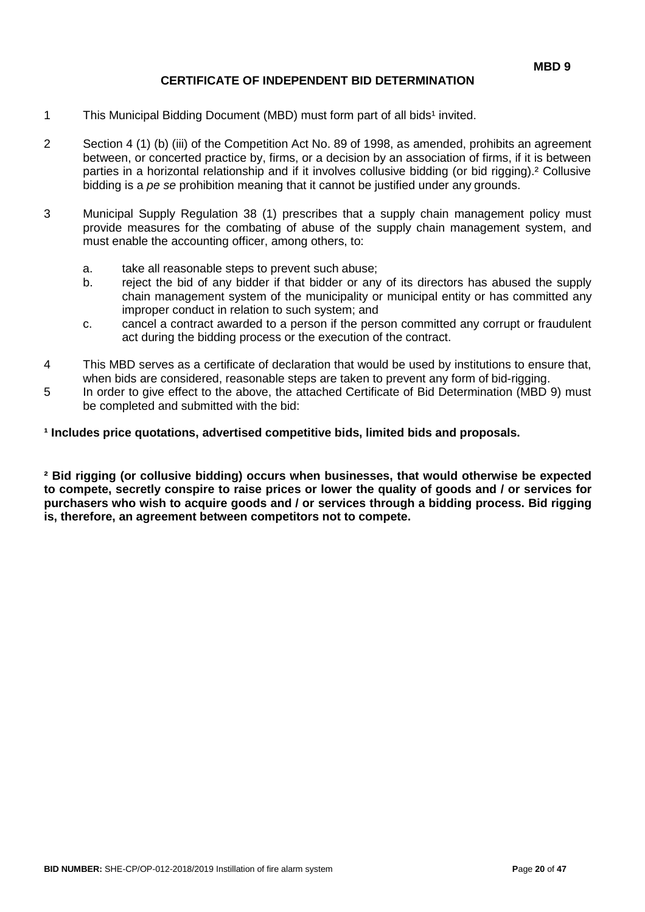**MBD 9**

# CERTIFICATE OF INDEPENDENT BID DETERMINATION

1. This Municipal Bidding Document (MBD) must form part of all bids[1] invited.

2. Section 4 (1) (b) (iii) of the Competition Act No. 89 of 1998, as amended, prohibits an agreement between, or concerted practice by, firms, or a decision by an association of firms, if it is between parties in a horizontal relationship and if it involves collusive bidding (or bid rigging).[2] Collusive bidding is a *pe se* prohibition meaning that it cannot be justified under any grounds.

3. Municipal Supply Regulation 38 (1) prescribes that a supply chain management policy must provide measures for the combating of abuse of the supply chain management system, and must enable the accounting officer, among others, to:

   a. take all reasonable steps to prevent such abuse;
   b. reject the bid of any bidder if that bidder or any of its directors has abused the supply chain management system of the municipality or municipal entity or has committed any improper conduct in relation to such system; and
   c. cancel a contract awarded to a person if the person committed any corrupt or fraudulent act during the bidding process or the execution of the contract.

4. This MBD serves as a certificate of declaration that would be used by institutions to ensure that, when bids are considered, reasonable steps are taken to prevent any form of bid-rigging.

5. In order to give effect to the above, the attached Certificate of Bid Determination (MBD 9) must be completed and submitted with the bid:

**[1] Includes price quotations, advertised competitive bids, limited bids and proposals.**

**[2] Bid rigging (or collusive bidding) occurs when businesses, that would otherwise be expected to compete, secretly conspire to raise prices or lower the quality of goods and / or services for purchasers who wish to acquire goods and / or services through a bidding process. Bid rigging is, therefore, an agreement between competitors not to compete.**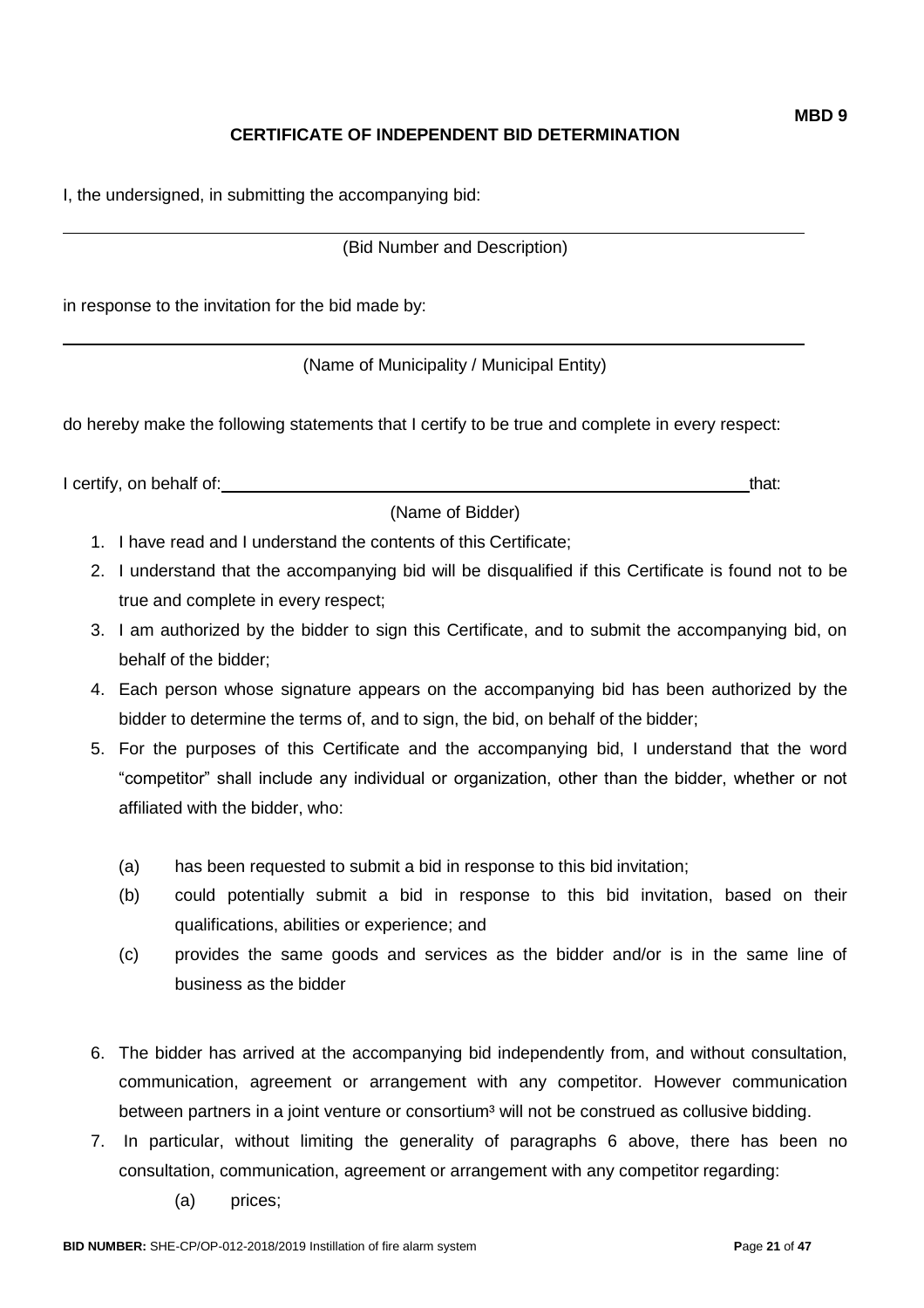**MBD 9**

## CERTIFICATE OF INDEPENDENT BID DETERMINATION

I, the undersigned, in submitting the accompanying bid:

______________________________________________________________________________

(Bid Number and Description)

in response to the invitation for the bid made by:

______________________________________________________________________________

(Name of Municipality / Municipal Entity)

do hereby make the following statements that I certify to be true and complete in every respect:

I certify, on behalf of: ______________________________________________________ that:

(Name of Bidder)

1. I have read and I understand the contents of this Certificate;
2. I understand that the accompanying bid will be disqualified if this Certificate is found not to be true and complete in every respect;
3. I am authorized by the bidder to sign this Certificate, and to submit the accompanying bid, on behalf of the bidder;
4. Each person whose signature appears on the accompanying bid has been authorized by the bidder to determine the terms of, and to sign, the bid, on behalf of the bidder;
5. For the purposes of this Certificate and the accompanying bid, I understand that the word "competitor" shall include any individual or organization, other than the bidder, whether or not affiliated with the bidder, who:

   (a) has been requested to submit a bid in response to this bid invitation;

   (b) could potentially submit a bid in response to this bid invitation, based on their qualifications, abilities or experience; and

   (c) provides the same goods and services as the bidder and/or is in the same line of business as the bidder

6. The bidder has arrived at the accompanying bid independently from, and without consultation, communication, agreement or arrangement with any competitor. However communication between partners in a joint venture or consortium[3] will not be construed as collusive bidding.
7. In particular, without limiting the generality of paragraphs 6 above, there has been no consultation, communication, agreement or arrangement with any competitor regarding:

   (a) prices;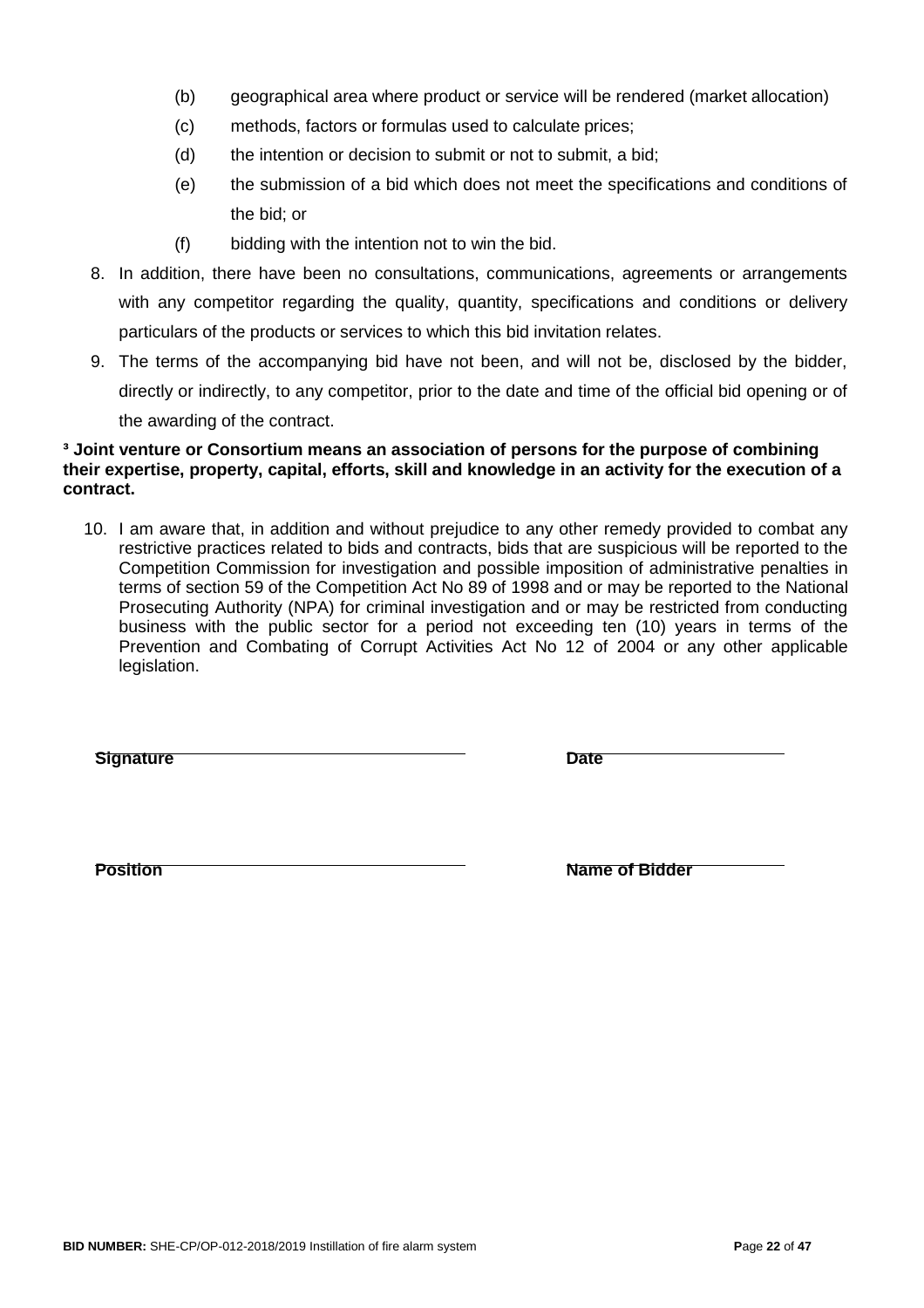(b) geographical area where product or service will be rendered (market allocation)

(c) methods, factors or formulas used to calculate prices;

(d) the intention or decision to submit or not to submit, a bid;

(e) the submission of a bid which does not meet the specifications and conditions of the bid; or

(f) bidding with the intention not to win the bid.

8. In addition, there have been no consultations, communications, agreements or arrangements with any competitor regarding the quality, quantity, specifications and conditions or delivery particulars of the products or services to which this bid invitation relates.

9. The terms of the accompanying bid have not been, and will not be, disclosed by the bidder, directly or indirectly, to any competitor, prior to the date and time of the official bid opening or of the awarding of the contract.

**[3] Joint venture or Consortium means an association of persons for the purpose of combining their expertise, property, capital, efforts, skill and knowledge in an activity for the execution of a contract.**

10. I am aware that, in addition and without prejudice to any other remedy provided to combat any restrictive practices related to bids and contracts, bids that are suspicious will be reported to the Competition Commission for investigation and possible imposition of administrative penalties in terms of section 59 of the Competition Act No 89 of 1998 and or may be reported to the National Prosecuting Authority (NPA) for criminal investigation and or may be restricted from conducting business with the public sector for a period not exceeding ten (10) years in terms of the Prevention and Combating of Corrupt Activities Act No 12 of 2004 or any other applicable legislation.

**Signature** ______________________________ **Date** ____________________

**Position** ______________________________ **Name of Bidder** ____________________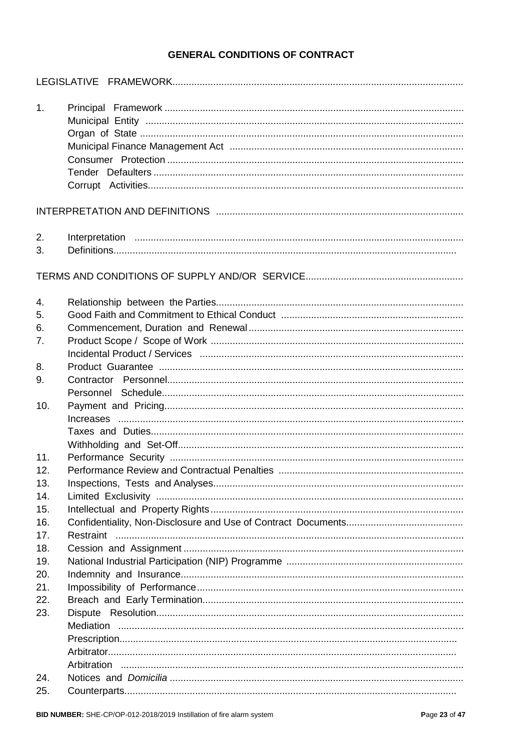# GENERAL CONDITIONS OF CONTRACT

LEGISLATIVE FRAMEWORK..........................................................................................................

1. Principal Framework .............................................................................................................
   - Municipal Entity ....................................................................................................................
   - Organ of State ......................................................................................................................
   - Municipal Finance Management Act .....................................................................................
   - Consumer Protection ............................................................................................................
   - Tender Defaulters .................................................................................................................
   - Corrupt Activities...................................................................................................................

INTERPRETATION AND DEFINITIONS ..........................................................................................

2. Interpretation ........................................................................................................................
3. Definitions.............................................................................................................................

TERMS AND CONDITIONS OF SUPPLY AND/OR SERVICE..........................................................

4. Relationship between the Parties..........................................................................................
5. Good Faith and Commitment to Ethical Conduct ..................................................................
6. Commencement, Duration and Renewal..............................................................................
7. Product Scope / Scope of Work ............................................................................................
   - Incidental Product / Services ................................................................................................
8. Product Guarantee ...............................................................................................................
9. Contractor Personnel............................................................................................................
   - Personnel Schedule.............................................................................................................
10. Payment and Pricing.............................................................................................................
    - Increases .............................................................................................................................
    - Taxes and Duties..................................................................................................................
    - Withholding and Set-Off........................................................................................................
11. Performance Security ...........................................................................................................
12. Performance Review and Contractual Penalties ...................................................................
13. Inspections, Tests and Analyses...........................................................................................
14. Limited Exclusivity ................................................................................................................
15. Intellectual and Property Rights............................................................................................
16. Confidentiality, Non-Disclosure and Use of Contract Documents...........................................
17. Restraint ...............................................................................................................................
18. Cession and Assignment ......................................................................................................
19. National Industrial Participation (NIP) Programme ................................................................
20. Indemnity and Insurance.......................................................................................................
21. Impossibility of Performance.................................................................................................
22. Breach and Early Termination...............................................................................................
23. Dispute Resolution................................................................................................................
    - Mediation .............................................................................................................................
    - Prescription...........................................................................................................................
    - Arbitrator...............................................................................................................................
    - Arbitration ............................................................................................................................
24. Notices and *Domicilia* ...........................................................................................................
25. Counterparts.........................................................................................................................

**BID NUMBER:** SHE-CP/OP-012-2018/2019 Instillation of fire alarm system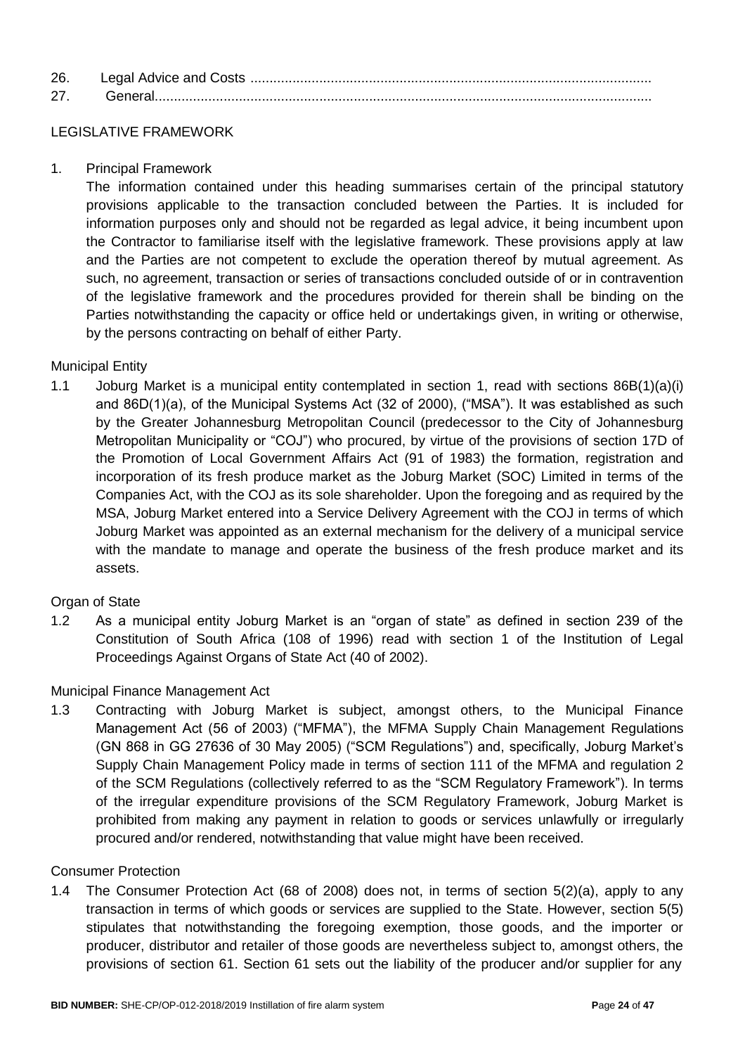26. Legal Advice and Costs ........................................................................................................
27. General.................................................................................................................................

## LEGISLATIVE FRAMEWORK

1. Principal Framework

   The information contained under this heading summarises certain of the principal statutory provisions applicable to the transaction concluded between the Parties. It is included for information purposes only and should not be regarded as legal advice, it being incumbent upon the Contractor to familiarise itself with the legislative framework. These provisions apply at law and the Parties are not competent to exclude the operation thereof by mutual agreement. As such, no agreement, transaction or series of transactions concluded outside of or in contravention of the legislative framework and the procedures provided for therein shall be binding on the Parties notwithstanding the capacity or office held or undertakings given, in writing or otherwise, by the persons contracting on behalf of either Party.

Municipal Entity

1.1 Joburg Market is a municipal entity contemplated in section 1, read with sections 86B(1)(a)(i) and 86D(1)(a), of the Municipal Systems Act (32 of 2000), ("MSA"). It was established as such by the Greater Johannesburg Metropolitan Council (predecessor to the City of Johannesburg Metropolitan Municipality or "COJ") who procured, by virtue of the provisions of section 17D of the Promotion of Local Government Affairs Act (91 of 1983) the formation, registration and incorporation of its fresh produce market as the Joburg Market (SOC) Limited in terms of the Companies Act, with the COJ as its sole shareholder. Upon the foregoing and as required by the MSA, Joburg Market entered into a Service Delivery Agreement with the COJ in terms of which Joburg Market was appointed as an external mechanism for the delivery of a municipal service with the mandate to manage and operate the business of the fresh produce market and its assets.

Organ of State

1.2 As a municipal entity Joburg Market is an "organ of state" as defined in section 239 of the Constitution of South Africa (108 of 1996) read with section 1 of the Institution of Legal Proceedings Against Organs of State Act (40 of 2002).

Municipal Finance Management Act

1.3 Contracting with Joburg Market is subject, amongst others, to the Municipal Finance Management Act (56 of 2003) ("MFMA"), the MFMA Supply Chain Management Regulations (GN 868 in GG 27636 of 30 May 2005) ("SCM Regulations") and, specifically, Joburg Market's Supply Chain Management Policy made in terms of section 111 of the MFMA and regulation 2 of the SCM Regulations (collectively referred to as the "SCM Regulatory Framework"). In terms of the irregular expenditure provisions of the SCM Regulatory Framework, Joburg Market is prohibited from making any payment in relation to goods or services unlawfully or irregularly procured and/or rendered, notwithstanding that value might have been received.

Consumer Protection

1.4 The Consumer Protection Act (68 of 2008) does not, in terms of section 5(2)(a), apply to any transaction in terms of which goods or services are supplied to the State. However, section 5(5) stipulates that notwithstanding the foregoing exemption, those goods, and the importer or producer, distributor and retailer of those goods are nevertheless subject to, amongst others, the provisions of section 61. Section 61 sets out the liability of the producer and/or supplier for any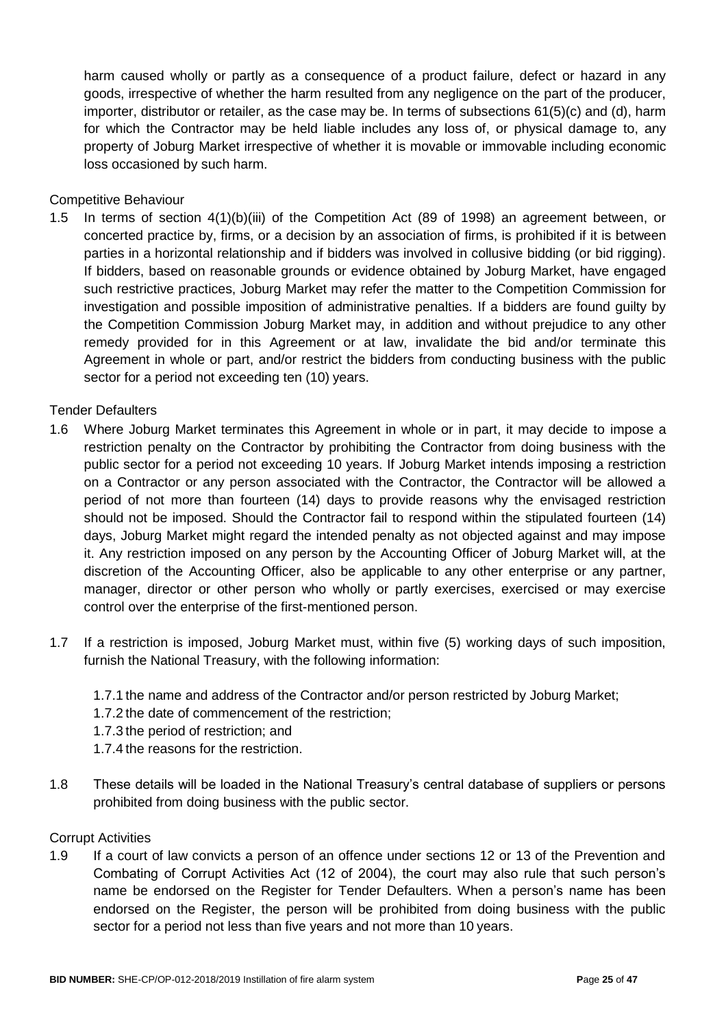harm caused wholly or partly as a consequence of a product failure, defect or hazard in any goods, irrespective of whether the harm resulted from any negligence on the part of the producer, importer, distributor or retailer, as the case may be. In terms of subsections 61(5)(c) and (d), harm for which the Contractor may be held liable includes any loss of, or physical damage to, any property of Joburg Market irrespective of whether it is movable or immovable including economic loss occasioned by such harm.

Competitive Behaviour

1.5 In terms of section 4(1)(b)(iii) of the Competition Act (89 of 1998) an agreement between, or concerted practice by, firms, or a decision by an association of firms, is prohibited if it is between parties in a horizontal relationship and if bidders was involved in collusive bidding (or bid rigging). If bidders, based on reasonable grounds or evidence obtained by Joburg Market, have engaged such restrictive practices, Joburg Market may refer the matter to the Competition Commission for investigation and possible imposition of administrative penalties. If a bidders are found guilty by the Competition Commission Joburg Market may, in addition and without prejudice to any other remedy provided for in this Agreement or at law, invalidate the bid and/or terminate this Agreement in whole or part, and/or restrict the bidders from conducting business with the public sector for a period not exceeding ten (10) years.

Tender Defaulters

1.6 Where Joburg Market terminates this Agreement in whole or in part, it may decide to impose a restriction penalty on the Contractor by prohibiting the Contractor from doing business with the public sector for a period not exceeding 10 years. If Joburg Market intends imposing a restriction on a Contractor or any person associated with the Contractor, the Contractor will be allowed a period of not more than fourteen (14) days to provide reasons why the envisaged restriction should not be imposed. Should the Contractor fail to respond within the stipulated fourteen (14) days, Joburg Market might regard the intended penalty as not objected against and may impose it. Any restriction imposed on any person by the Accounting Officer of Joburg Market will, at the discretion of the Accounting Officer, also be applicable to any other enterprise or any partner, manager, director or other person who wholly or partly exercises, exercised or may exercise control over the enterprise of the first-mentioned person.

1.7 If a restriction is imposed, Joburg Market must, within five (5) working days of such imposition, furnish the National Treasury, with the following information:

   1.7.1 the name and address of the Contractor and/or person restricted by Joburg Market;
   1.7.2 the date of commencement of the restriction;
   1.7.3 the period of restriction; and
   1.7.4 the reasons for the restriction.

1.8 These details will be loaded in the National Treasury's central database of suppliers or persons prohibited from doing business with the public sector.

Corrupt Activities

1.9 If a court of law convicts a person of an offence under sections 12 or 13 of the Prevention and Combating of Corrupt Activities Act (12 of 2004), the court may also rule that such person's name be endorsed on the Register for Tender Defaulters. When a person's name has been endorsed on the Register, the person will be prohibited from doing business with the public sector for a period not less than five years and not more than 10 years.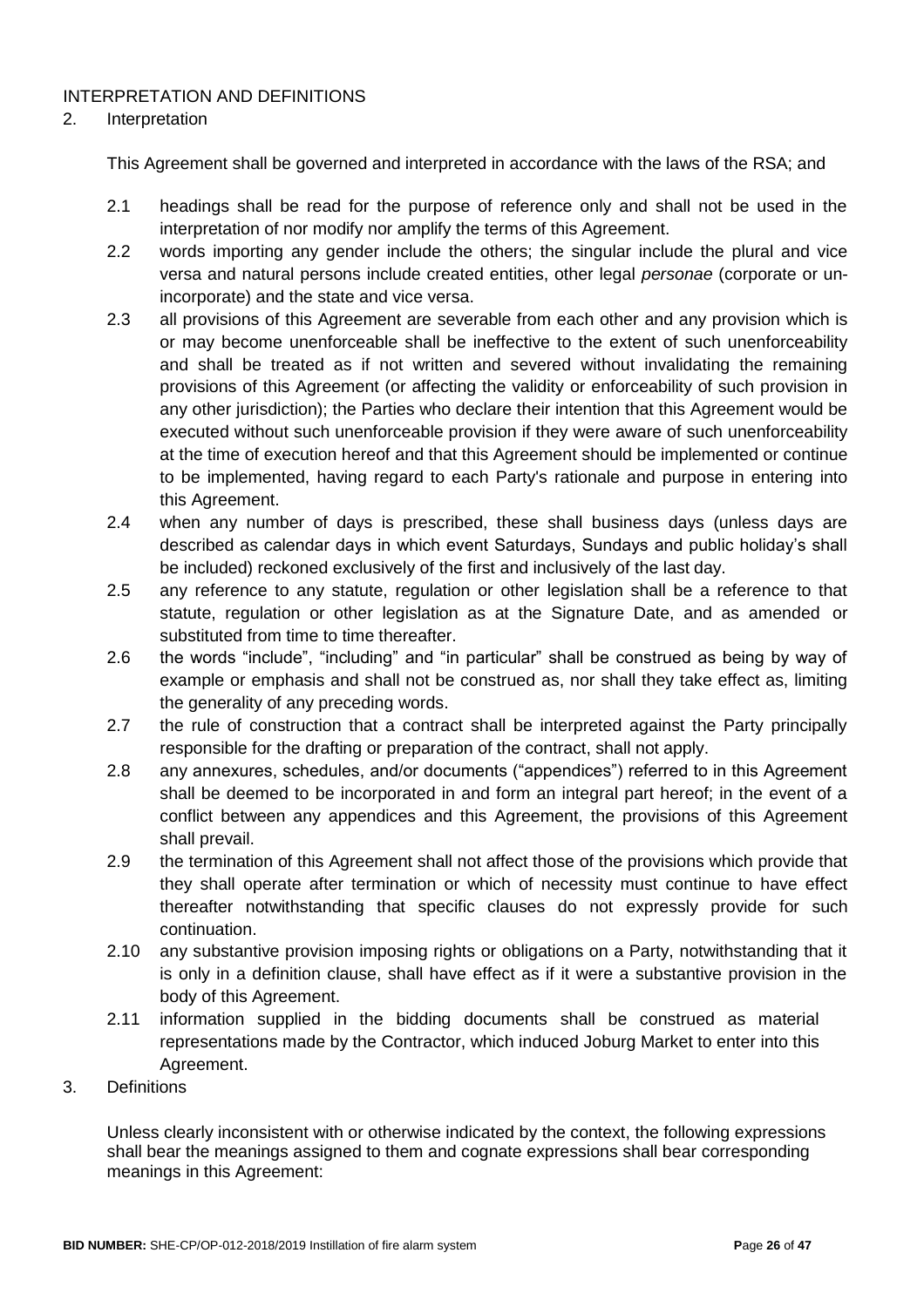## INTERPRETATION AND DEFINITIONS

2. Interpretation

This Agreement shall be governed and interpreted in accordance with the laws of the RSA; and

2.1 headings shall be read for the purpose of reference only and shall not be used in the interpretation of nor modify nor amplify the terms of this Agreement.

2.2 words importing any gender include the others; the singular include the plural and vice versa and natural persons include created entities, other legal *personae* (corporate or un-incorporate) and the state and vice versa.

2.3 all provisions of this Agreement are severable from each other and any provision which is or may become unenforceable shall be ineffective to the extent of such unenforceability and shall be treated as if not written and severed without invalidating the remaining provisions of this Agreement (or affecting the validity or enforceability of such provision in any other jurisdiction); the Parties who declare their intention that this Agreement would be executed without such unenforceable provision if they were aware of such unenforceability at the time of execution hereof and that this Agreement should be implemented or continue to be implemented, having regard to each Party's rationale and purpose in entering into this Agreement.

2.4 when any number of days is prescribed, these shall business days (unless days are described as calendar days in which event Saturdays, Sundays and public holiday's shall be included) reckoned exclusively of the first and inclusively of the last day.

2.5 any reference to any statute, regulation or other legislation shall be a reference to that statute, regulation or other legislation as at the Signature Date, and as amended or substituted from time to time thereafter.

2.6 the words "include", "including" and "in particular" shall be construed as being by way of example or emphasis and shall not be construed as, nor shall they take effect as, limiting the generality of any preceding words.

2.7 the rule of construction that a contract shall be interpreted against the Party principally responsible for the drafting or preparation of the contract, shall not apply.

2.8 any annexures, schedules, and/or documents ("appendices") referred to in this Agreement shall be deemed to be incorporated in and form an integral part hereof; in the event of a conflict between any appendices and this Agreement, the provisions of this Agreement shall prevail.

2.9 the termination of this Agreement shall not affect those of the provisions which provide that they shall operate after termination or which of necessity must continue to have effect thereafter notwithstanding that specific clauses do not expressly provide for such continuation.

2.10 any substantive provision imposing rights or obligations on a Party, notwithstanding that it is only in a definition clause, shall have effect as if it were a substantive provision in the body of this Agreement.

2.11 information supplied in the bidding documents shall be construed as material representations made by the Contractor, which induced Joburg Market to enter into this Agreement.

3. Definitions

Unless clearly inconsistent with or otherwise indicated by the context, the following expressions shall bear the meanings assigned to them and cognate expressions shall bear corresponding meanings in this Agreement: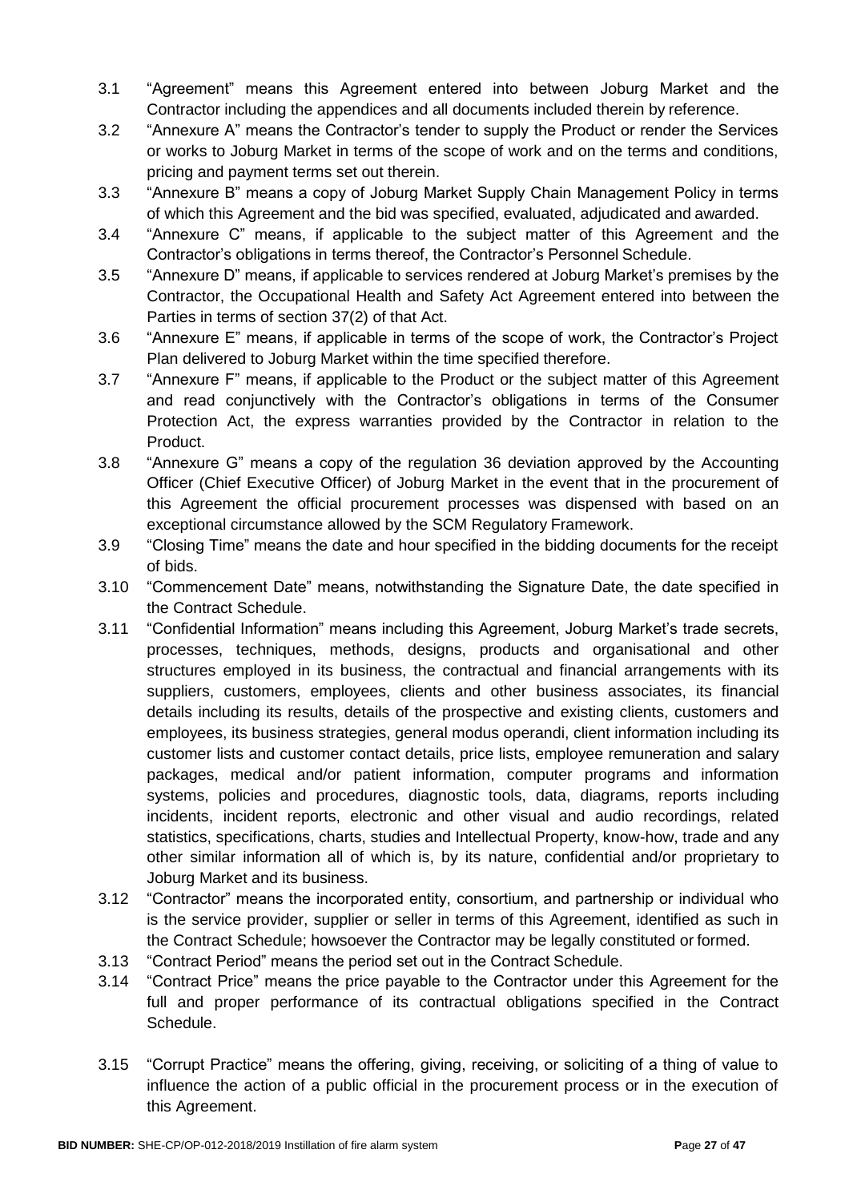3.1 "Agreement" means this Agreement entered into between Joburg Market and the Contractor including the appendices and all documents included therein by reference.

3.2 "Annexure A" means the Contractor's tender to supply the Product or render the Services or works to Joburg Market in terms of the scope of work and on the terms and conditions, pricing and payment terms set out therein.

3.3 "Annexure B" means a copy of Joburg Market Supply Chain Management Policy in terms of which this Agreement and the bid was specified, evaluated, adjudicated and awarded.

3.4 "Annexure C" means, if applicable to the subject matter of this Agreement and the Contractor's obligations in terms thereof, the Contractor's Personnel Schedule.

3.5 "Annexure D" means, if applicable to services rendered at Joburg Market's premises by the Contractor, the Occupational Health and Safety Act Agreement entered into between the Parties in terms of section 37(2) of that Act.

3.6 "Annexure E" means, if applicable in terms of the scope of work, the Contractor's Project Plan delivered to Joburg Market within the time specified therefore.

3.7 "Annexure F" means, if applicable to the Product or the subject matter of this Agreement and read conjunctively with the Contractor's obligations in terms of the Consumer Protection Act, the express warranties provided by the Contractor in relation to the Product.

3.8 "Annexure G" means a copy of the regulation 36 deviation approved by the Accounting Officer (Chief Executive Officer) of Joburg Market in the event that in the procurement of this Agreement the official procurement processes was dispensed with based on an exceptional circumstance allowed by the SCM Regulatory Framework.

3.9 "Closing Time" means the date and hour specified in the bidding documents for the receipt of bids.

3.10 "Commencement Date" means, notwithstanding the Signature Date, the date specified in the Contract Schedule.

3.11 "Confidential Information" means including this Agreement, Joburg Market's trade secrets, processes, techniques, methods, designs, products and organisational and other structures employed in its business, the contractual and financial arrangements with its suppliers, customers, employees, clients and other business associates, its financial details including its results, details of the prospective and existing clients, customers and employees, its business strategies, general modus operandi, client information including its customer lists and customer contact details, price lists, employee remuneration and salary packages, medical and/or patient information, computer programs and information systems, policies and procedures, diagnostic tools, data, diagrams, reports including incidents, incident reports, electronic and other visual and audio recordings, related statistics, specifications, charts, studies and Intellectual Property, know-how, trade and any other similar information all of which is, by its nature, confidential and/or proprietary to Joburg Market and its business.

3.12 "Contractor" means the incorporated entity, consortium, and partnership or individual who is the service provider, supplier or seller in terms of this Agreement, identified as such in the Contract Schedule; howsoever the Contractor may be legally constituted or formed.

3.13 "Contract Period" means the period set out in the Contract Schedule.

3.14 "Contract Price" means the price payable to the Contractor under this Agreement for the full and proper performance of its contractual obligations specified in the Contract Schedule.

3.15 "Corrupt Practice" means the offering, giving, receiving, or soliciting of a thing of value to influence the action of a public official in the procurement process or in the execution of this Agreement.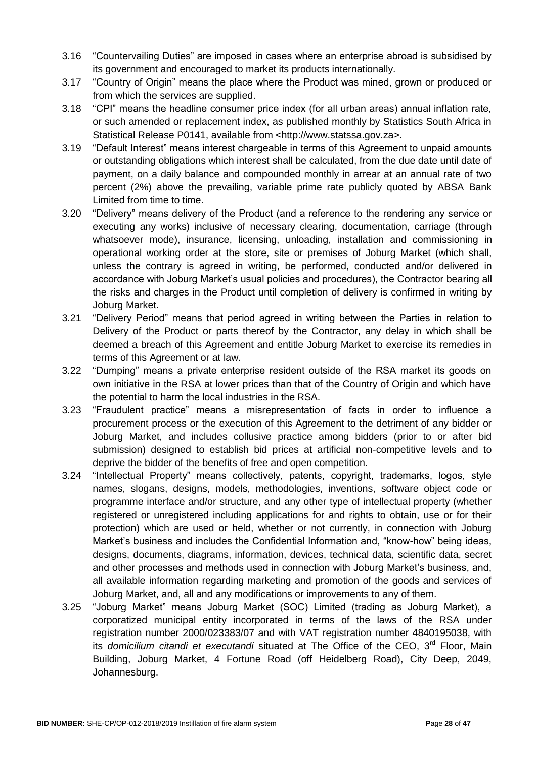3.16 "Countervailing Duties" are imposed in cases where an enterprise abroad is subsidised by its government and encouraged to market its products internationally.

3.17 "Country of Origin" means the place where the Product was mined, grown or produced or from which the services are supplied.

3.18 "CPI" means the headline consumer price index (for all urban areas) annual inflation rate, or such amended or replacement index, as published monthly by Statistics South Africa in Statistical Release P0141, available from <http://www.statssa.gov.za>.

3.19 "Default Interest" means interest chargeable in terms of this Agreement to unpaid amounts or outstanding obligations which interest shall be calculated, from the due date until date of payment, on a daily balance and compounded monthly in arrear at an annual rate of two percent (2%) above the prevailing, variable prime rate publicly quoted by ABSA Bank Limited from time to time.

3.20 "Delivery" means delivery of the Product (and a reference to the rendering any service or executing any works) inclusive of necessary clearing, documentation, carriage (through whatsoever mode), insurance, licensing, unloading, installation and commissioning in operational working order at the store, site or premises of Joburg Market (which shall, unless the contrary is agreed in writing, be performed, conducted and/or delivered in accordance with Joburg Market's usual policies and procedures), the Contractor bearing all the risks and charges in the Product until completion of delivery is confirmed in writing by Joburg Market.

3.21 "Delivery Period" means that period agreed in writing between the Parties in relation to Delivery of the Product or parts thereof by the Contractor, any delay in which shall be deemed a breach of this Agreement and entitle Joburg Market to exercise its remedies in terms of this Agreement or at law.

3.22 "Dumping" means a private enterprise resident outside of the RSA market its goods on own initiative in the RSA at lower prices than that of the Country of Origin and which have the potential to harm the local industries in the RSA.

3.23 "Fraudulent practice" means a misrepresentation of facts in order to influence a procurement process or the execution of this Agreement to the detriment of any bidder or Joburg Market, and includes collusive practice among bidders (prior to or after bid submission) designed to establish bid prices at artificial non-competitive levels and to deprive the bidder of the benefits of free and open competition.

3.24 "Intellectual Property" means collectively, patents, copyright, trademarks, logos, style names, slogans, designs, models, methodologies, inventions, software object code or programme interface and/or structure, and any other type of intellectual property (whether registered or unregistered including applications for and rights to obtain, use or for their protection) which are used or held, whether or not currently, in connection with Joburg Market's business and includes the Confidential Information and, "know-how" being ideas, designs, documents, diagrams, information, devices, technical data, scientific data, secret and other processes and methods used in connection with Joburg Market's business, and, all available information regarding marketing and promotion of the goods and services of Joburg Market, and, all and any modifications or improvements to any of them.

3.25 "Joburg Market" means Joburg Market (SOC) Limited (trading as Joburg Market), a corporatized municipal entity incorporated in terms of the laws of the RSA under registration number 2000/023383/07 and with VAT registration number 4840195038, with its *domicilium citandi et executandi* situated at The Office of the CEO, 3rd Floor, Main Building, Joburg Market, 4 Fortune Road (off Heidelberg Road), City Deep, 2049, Johannesburg.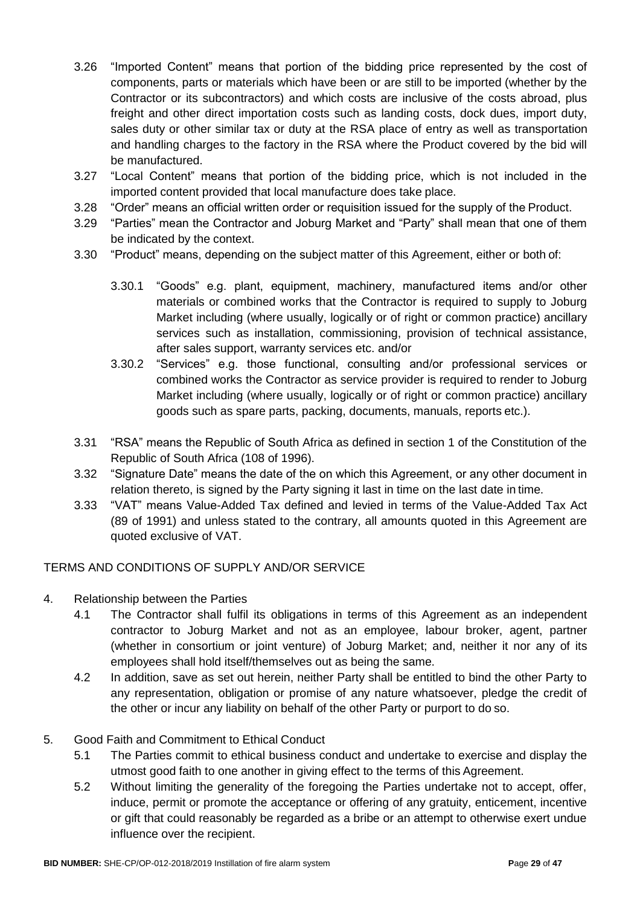3.26 "Imported Content" means that portion of the bidding price represented by the cost of components, parts or materials which have been or are still to be imported (whether by the Contractor or its subcontractors) and which costs are inclusive of the costs abroad, plus freight and other direct importation costs such as landing costs, dock dues, import duty, sales duty or other similar tax or duty at the RSA place of entry as well as transportation and handling charges to the factory in the RSA where the Product covered by the bid will be manufactured.

3.27 "Local Content" means that portion of the bidding price, which is not included in the imported content provided that local manufacture does take place.

3.28 "Order" means an official written order or requisition issued for the supply of the Product.

3.29 "Parties" mean the Contractor and Joburg Market and "Party" shall mean that one of them be indicated by the context.

3.30 "Product" means, depending on the subject matter of this Agreement, either or both of:

3.30.1 "Goods" e.g. plant, equipment, machinery, manufactured items and/or other materials or combined works that the Contractor is required to supply to Joburg Market including (where usually, logically or of right or common practice) ancillary services such as installation, commissioning, provision of technical assistance, after sales support, warranty services etc. and/or

3.30.2 "Services" e.g. those functional, consulting and/or professional services or combined works the Contractor as service provider is required to render to Joburg Market including (where usually, logically or of right or common practice) ancillary goods such as spare parts, packing, documents, manuals, reports etc.).

3.31 "RSA" means the Republic of South Africa as defined in section 1 of the Constitution of the Republic of South Africa (108 of 1996).

3.32 "Signature Date" means the date of the on which this Agreement, or any other document in relation thereto, is signed by the Party signing it last in time on the last date in time.

3.33 "VAT" means Value-Added Tax defined and levied in terms of the Value-Added Tax Act (89 of 1991) and unless stated to the contrary, all amounts quoted in this Agreement are quoted exclusive of VAT.

## TERMS AND CONDITIONS OF SUPPLY AND/OR SERVICE

4. Relationship between the Parties

4.1 The Contractor shall fulfil its obligations in terms of this Agreement as an independent contractor to Joburg Market and not as an employee, labour broker, agent, partner (whether in consortium or joint venture) of Joburg Market; and, neither it nor any of its employees shall hold itself/themselves out as being the same.

4.2 In addition, save as set out herein, neither Party shall be entitled to bind the other Party to any representation, obligation or promise of any nature whatsoever, pledge the credit of the other or incur any liability on behalf of the other Party or purport to do so.

5. Good Faith and Commitment to Ethical Conduct

5.1 The Parties commit to ethical business conduct and undertake to exercise and display the utmost good faith to one another in giving effect to the terms of this Agreement.

5.2 Without limiting the generality of the foregoing the Parties undertake not to accept, offer, induce, permit or promote the acceptance or offering of any gratuity, enticement, incentive or gift that could reasonably be regarded as a bribe or an attempt to otherwise exert undue influence over the recipient.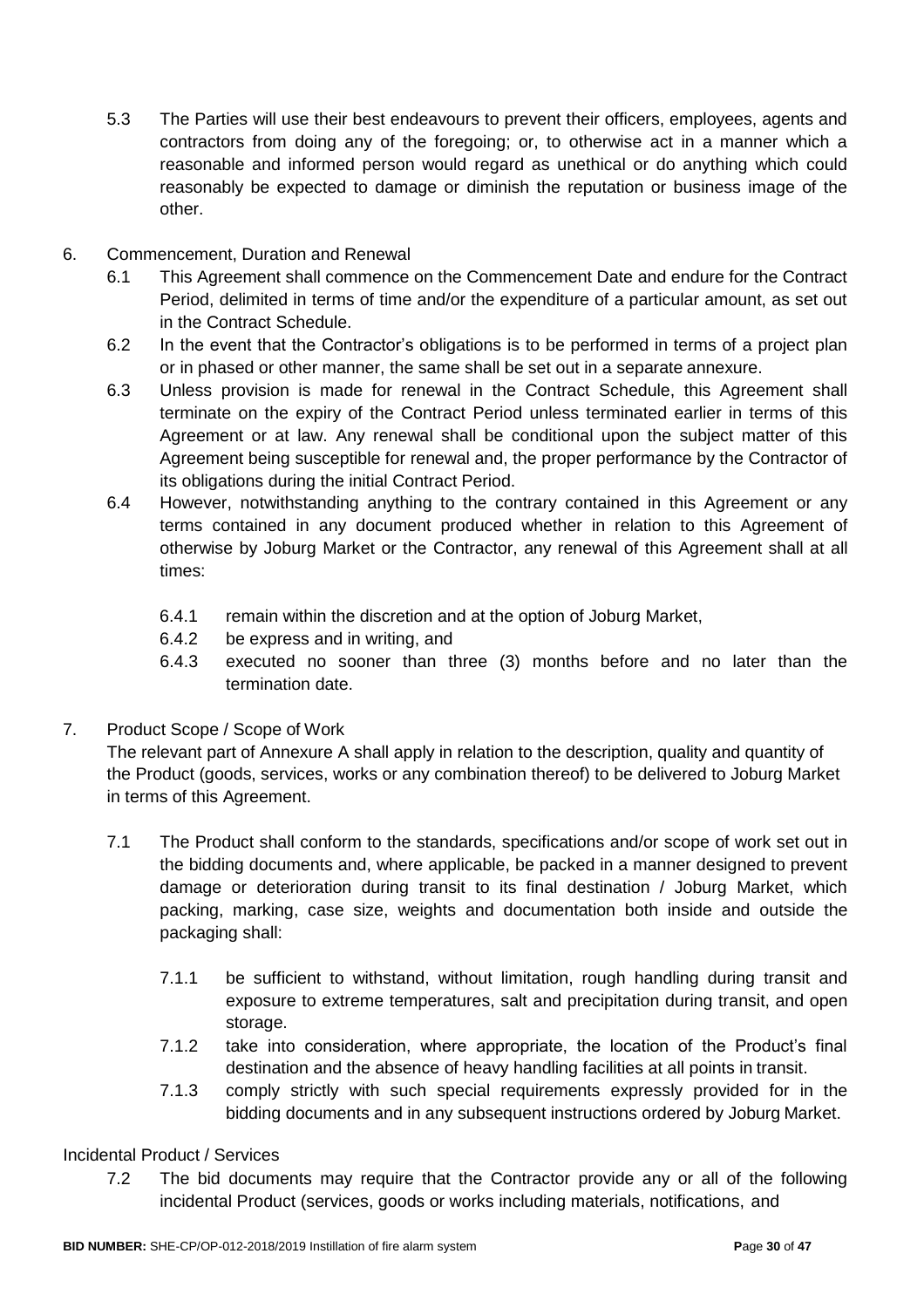5.3 The Parties will use their best endeavours to prevent their officers, employees, agents and contractors from doing any of the foregoing; or, to otherwise act in a manner which a reasonable and informed person would regard as unethical or do anything which could reasonably be expected to damage or diminish the reputation or business image of the other.

6. Commencement, Duration and Renewal

6.1 This Agreement shall commence on the Commencement Date and endure for the Contract Period, delimited in terms of time and/or the expenditure of a particular amount, as set out in the Contract Schedule.

6.2 In the event that the Contractor's obligations is to be performed in terms of a project plan or in phased or other manner, the same shall be set out in a separate annexure.

6.3 Unless provision is made for renewal in the Contract Schedule, this Agreement shall terminate on the expiry of the Contract Period unless terminated earlier in terms of this Agreement or at law. Any renewal shall be conditional upon the subject matter of this Agreement being susceptible for renewal and, the proper performance by the Contractor of its obligations during the initial Contract Period.

6.4 However, notwithstanding anything to the contrary contained in this Agreement or any terms contained in any document produced whether in relation to this Agreement of otherwise by Joburg Market or the Contractor, any renewal of this Agreement shall at all times:

6.4.1 remain within the discretion and at the option of Joburg Market,

6.4.2 be express and in writing, and

6.4.3 executed no sooner than three (3) months before and no later than the termination date.

7. Product Scope / Scope of Work

The relevant part of Annexure A shall apply in relation to the description, quality and quantity of the Product (goods, services, works or any combination thereof) to be delivered to Joburg Market in terms of this Agreement.

7.1 The Product shall conform to the standards, specifications and/or scope of work set out in the bidding documents and, where applicable, be packed in a manner designed to prevent damage or deterioration during transit to its final destination / Joburg Market, which packing, marking, case size, weights and documentation both inside and outside the packaging shall:

7.1.1 be sufficient to withstand, without limitation, rough handling during transit and exposure to extreme temperatures, salt and precipitation during transit, and open storage.

7.1.2 take into consideration, where appropriate, the location of the Product's final destination and the absence of heavy handling facilities at all points in transit.

7.1.3 comply strictly with such special requirements expressly provided for in the bidding documents and in any subsequent instructions ordered by Joburg Market.

Incidental Product / Services

7.2 The bid documents may require that the Contractor provide any or all of the following incidental Product (services, goods or works including materials, notifications, and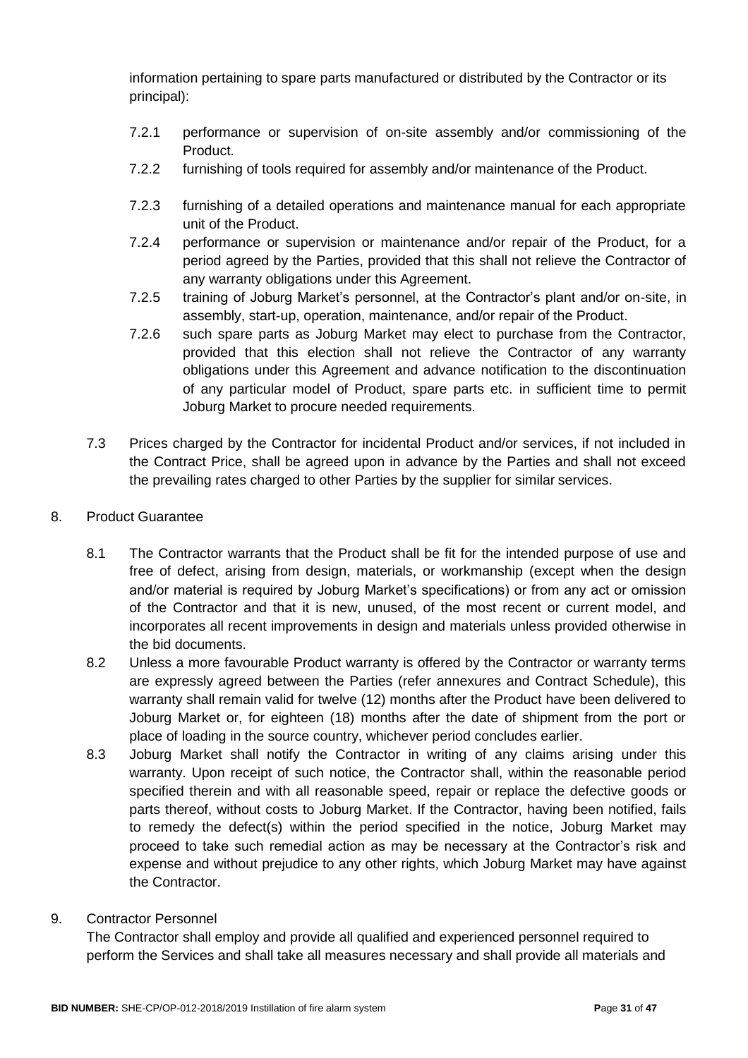information pertaining to spare parts manufactured or distributed by the Contractor or its principal):

- 7.2.1 performance or supervision of on-site assembly and/or commissioning of the Product.
- 7.2.2 furnishing of tools required for assembly and/or maintenance of the Product.
- 7.2.3 furnishing of a detailed operations and maintenance manual for each appropriate unit of the Product.
- 7.2.4 performance or supervision or maintenance and/or repair of the Product, for a period agreed by the Parties, provided that this shall not relieve the Contractor of any warranty obligations under this Agreement.
- 7.2.5 training of Joburg Market's personnel, at the Contractor's plant and/or on-site, in assembly, start-up, operation, maintenance, and/or repair of the Product.
- 7.2.6 such spare parts as Joburg Market may elect to purchase from the Contractor, provided that this election shall not relieve the Contractor of any warranty obligations under this Agreement and advance notification to the discontinuation of any particular model of Product, spare parts etc. in sufficient time to permit Joburg Market to procure needed requirements.

7.3 Prices charged by the Contractor for incidental Product and/or services, if not included in the Contract Price, shall be agreed upon in advance by the Parties and shall not exceed the prevailing rates charged to other Parties by the supplier for similar services.

8. Product Guarantee

8.1 The Contractor warrants that the Product shall be fit for the intended purpose of use and free of defect, arising from design, materials, or workmanship (except when the design and/or material is required by Joburg Market's specifications) or from any act or omission of the Contractor and that it is new, unused, of the most recent or current model, and incorporates all recent improvements in design and materials unless provided otherwise in the bid documents.

8.2 Unless a more favourable Product warranty is offered by the Contractor or warranty terms are expressly agreed between the Parties (refer annexures and Contract Schedule), this warranty shall remain valid for twelve (12) months after the Product have been delivered to Joburg Market or, for eighteen (18) months after the date of shipment from the port or place of loading in the source country, whichever period concludes earlier.

8.3 Joburg Market shall notify the Contractor in writing of any claims arising under this warranty. Upon receipt of such notice, the Contractor shall, within the reasonable period specified therein and with all reasonable speed, repair or replace the defective goods or parts thereof, without costs to Joburg Market. If the Contractor, having been notified, fails to remedy the defect(s) within the period specified in the notice, Joburg Market may proceed to take such remedial action as may be necessary at the Contractor's risk and expense and without prejudice to any other rights, which Joburg Market may have against the Contractor.

9. Contractor Personnel

The Contractor shall employ and provide all qualified and experienced personnel required to perform the Services and shall take all measures necessary and shall provide all materials and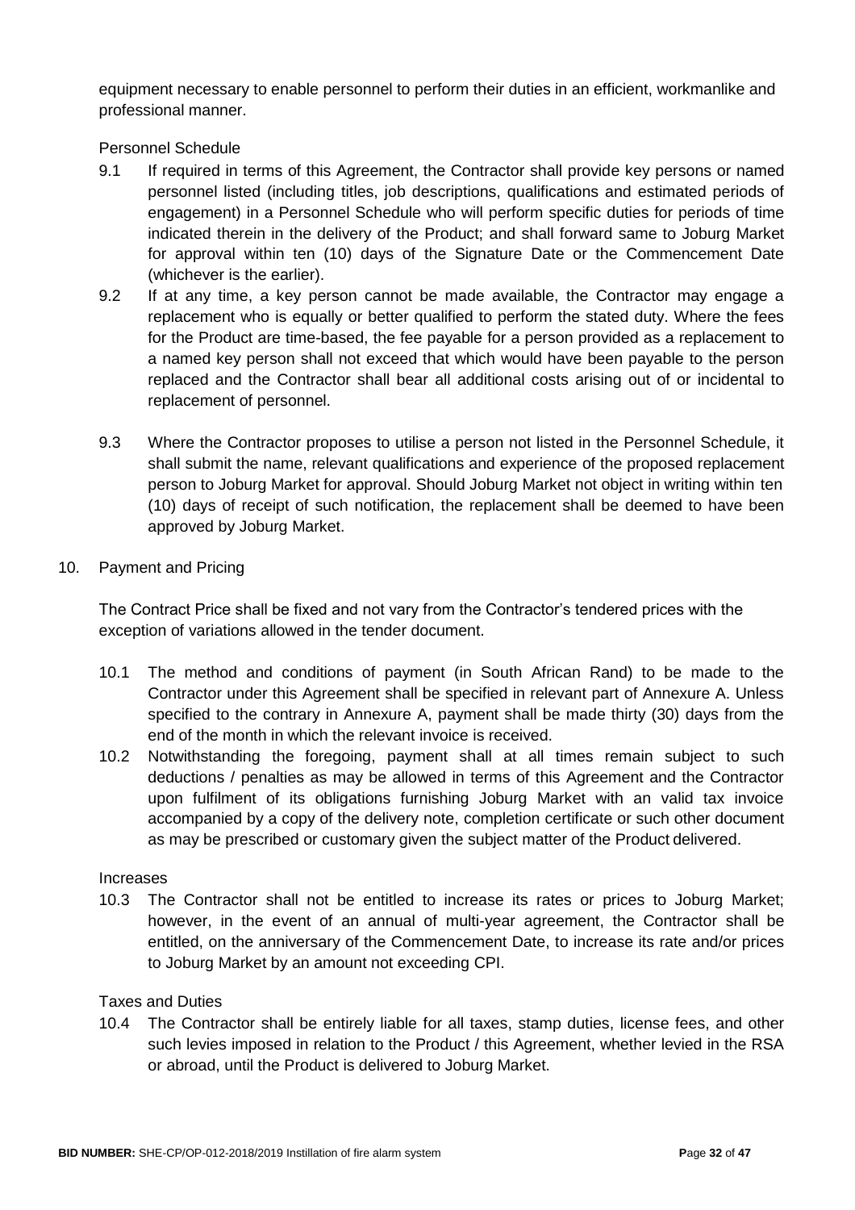equipment necessary to enable personnel to perform their duties in an efficient, workmanlike and professional manner.

Personnel Schedule

9.1 If required in terms of this Agreement, the Contractor shall provide key persons or named personnel listed (including titles, job descriptions, qualifications and estimated periods of engagement) in a Personnel Schedule who will perform specific duties for periods of time indicated therein in the delivery of the Product; and shall forward same to Joburg Market for approval within ten (10) days of the Signature Date or the Commencement Date (whichever is the earlier).

9.2 If at any time, a key person cannot be made available, the Contractor may engage a replacement who is equally or better qualified to perform the stated duty. Where the fees for the Product are time-based, the fee payable for a person provided as a replacement to a named key person shall not exceed that which would have been payable to the person replaced and the Contractor shall bear all additional costs arising out of or incidental to replacement of personnel.

9.3 Where the Contractor proposes to utilise a person not listed in the Personnel Schedule, it shall submit the name, relevant qualifications and experience of the proposed replacement person to Joburg Market for approval. Should Joburg Market not object in writing within ten (10) days of receipt of such notification, the replacement shall be deemed to have been approved by Joburg Market.

10. Payment and Pricing

The Contract Price shall be fixed and not vary from the Contractor's tendered prices with the exception of variations allowed in the tender document.

10.1 The method and conditions of payment (in South African Rand) to be made to the Contractor under this Agreement shall be specified in relevant part of Annexure A. Unless specified to the contrary in Annexure A, payment shall be made thirty (30) days from the end of the month in which the relevant invoice is received.

10.2 Notwithstanding the foregoing, payment shall at all times remain subject to such deductions / penalties as may be allowed in terms of this Agreement and the Contractor upon fulfilment of its obligations furnishing Joburg Market with an valid tax invoice accompanied by a copy of the delivery note, completion certificate or such other document as may be prescribed or customary given the subject matter of the Product delivered.

Increases

10.3 The Contractor shall not be entitled to increase its rates or prices to Joburg Market; however, in the event of an annual of multi-year agreement, the Contractor shall be entitled, on the anniversary of the Commencement Date, to increase its rate and/or prices to Joburg Market by an amount not exceeding CPI.

Taxes and Duties

10.4 The Contractor shall be entirely liable for all taxes, stamp duties, license fees, and other such levies imposed in relation to the Product / this Agreement, whether levied in the RSA or abroad, until the Product is delivered to Joburg Market.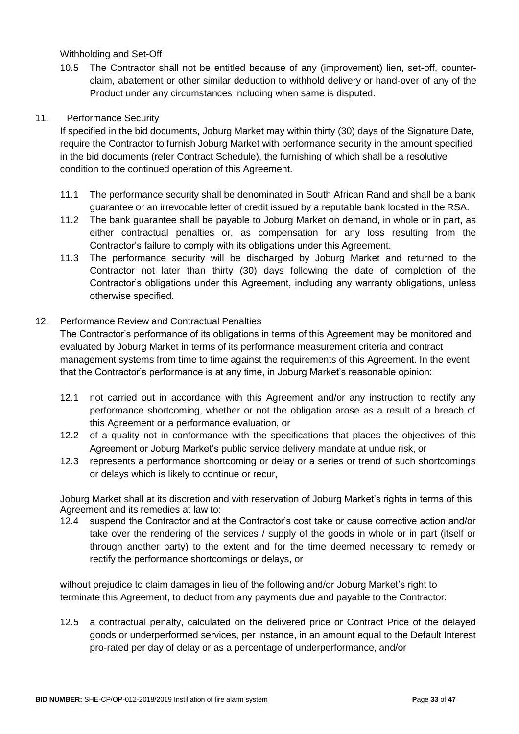Withholding and Set-Off

10.5 The Contractor shall not be entitled because of any (improvement) lien, set-off, counter-claim, abatement or other similar deduction to withhold delivery or hand-over of any of the Product under any circumstances including when same is disputed.

## 11. Performance Security

If specified in the bid documents, Joburg Market may within thirty (30) days of the Signature Date, require the Contractor to furnish Joburg Market with performance security in the amount specified in the bid documents (refer Contract Schedule), the furnishing of which shall be a resolutive condition to the continued operation of this Agreement.

11.1 The performance security shall be denominated in South African Rand and shall be a bank guarantee or an irrevocable letter of credit issued by a reputable bank located in the RSA.

11.2 The bank guarantee shall be payable to Joburg Market on demand, in whole or in part, as either contractual penalties or, as compensation for any loss resulting from the Contractor's failure to comply with its obligations under this Agreement.

11.3 The performance security will be discharged by Joburg Market and returned to the Contractor not later than thirty (30) days following the date of completion of the Contractor's obligations under this Agreement, including any warranty obligations, unless otherwise specified.

## 12. Performance Review and Contractual Penalties

The Contractor's performance of its obligations in terms of this Agreement may be monitored and evaluated by Joburg Market in terms of its performance measurement criteria and contract management systems from time to time against the requirements of this Agreement. In the event that the Contractor's performance is at any time, in Joburg Market's reasonable opinion:

12.1 not carried out in accordance with this Agreement and/or any instruction to rectify any performance shortcoming, whether or not the obligation arose as a result of a breach of this Agreement or a performance evaluation, or

12.2 of a quality not in conformance with the specifications that places the objectives of this Agreement or Joburg Market's public service delivery mandate at undue risk, or

12.3 represents a performance shortcoming or delay or a series or trend of such shortcomings or delays which is likely to continue or recur,

Joburg Market shall at its discretion and with reservation of Joburg Market's rights in terms of this Agreement and its remedies at law to:

12.4 suspend the Contractor and at the Contractor's cost take or cause corrective action and/or take over the rendering of the services / supply of the goods in whole or in part (itself or through another party) to the extent and for the time deemed necessary to remedy or rectify the performance shortcomings or delays, or

without prejudice to claim damages in lieu of the following and/or Joburg Market's right to terminate this Agreement, to deduct from any payments due and payable to the Contractor:

12.5 a contractual penalty, calculated on the delivered price or Contract Price of the delayed goods or underperformed services, per instance, in an amount equal to the Default Interest pro-rated per day of delay or as a percentage of underperformance, and/or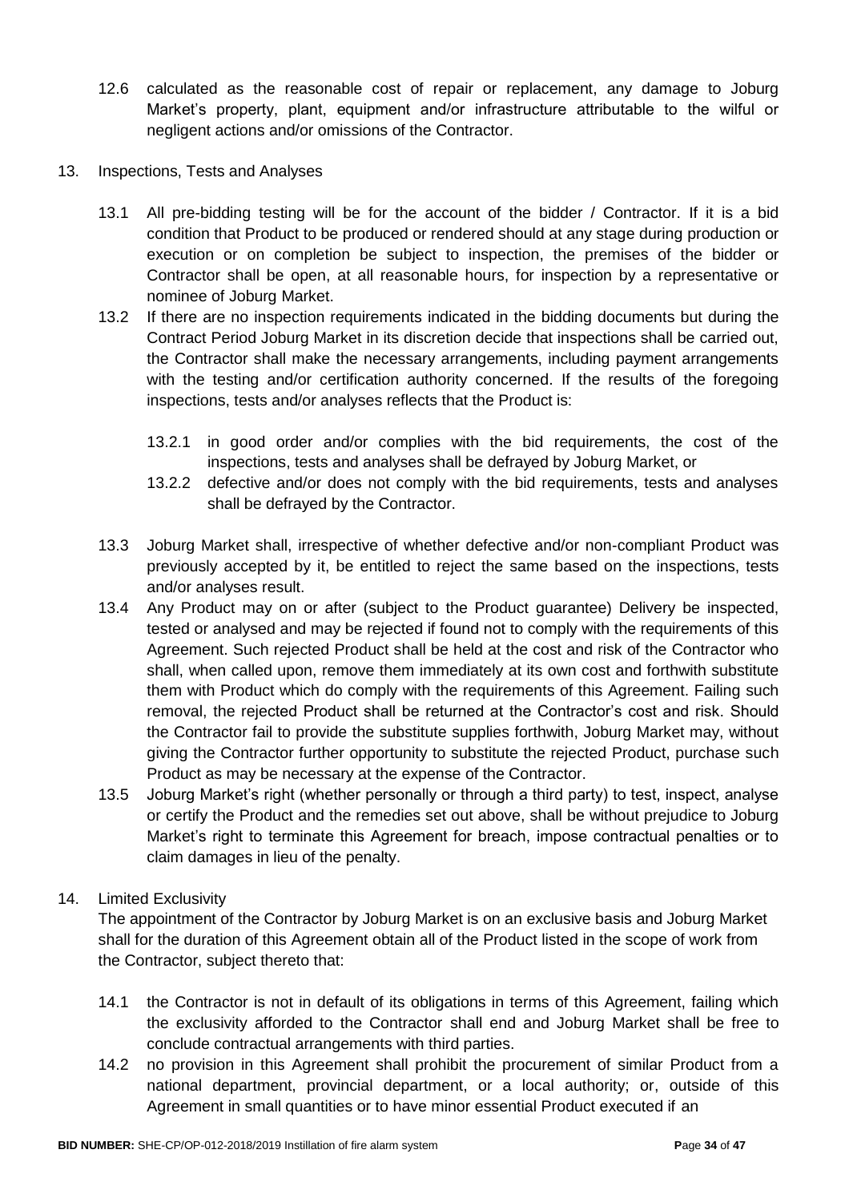12.6 calculated as the reasonable cost of repair or replacement, any damage to Joburg Market's property, plant, equipment and/or infrastructure attributable to the wilful or negligent actions and/or omissions of the Contractor.

13. Inspections, Tests and Analyses

13.1 All pre-bidding testing will be for the account of the bidder / Contractor. If it is a bid condition that Product to be produced or rendered should at any stage during production or execution or on completion be subject to inspection, the premises of the bidder or Contractor shall be open, at all reasonable hours, for inspection by a representative or nominee of Joburg Market.

13.2 If there are no inspection requirements indicated in the bidding documents but during the Contract Period Joburg Market in its discretion decide that inspections shall be carried out, the Contractor shall make the necessary arrangements, including payment arrangements with the testing and/or certification authority concerned. If the results of the foregoing inspections, tests and/or analyses reflects that the Product is:

13.2.1 in good order and/or complies with the bid requirements, the cost of the inspections, tests and analyses shall be defrayed by Joburg Market, or

13.2.2 defective and/or does not comply with the bid requirements, tests and analyses shall be defrayed by the Contractor.

13.3 Joburg Market shall, irrespective of whether defective and/or non-compliant Product was previously accepted by it, be entitled to reject the same based on the inspections, tests and/or analyses result.

13.4 Any Product may on or after (subject to the Product guarantee) Delivery be inspected, tested or analysed and may be rejected if found not to comply with the requirements of this Agreement. Such rejected Product shall be held at the cost and risk of the Contractor who shall, when called upon, remove them immediately at its own cost and forthwith substitute them with Product which do comply with the requirements of this Agreement. Failing such removal, the rejected Product shall be returned at the Contractor's cost and risk. Should the Contractor fail to provide the substitute supplies forthwith, Joburg Market may, without giving the Contractor further opportunity to substitute the rejected Product, purchase such Product as may be necessary at the expense of the Contractor.

13.5 Joburg Market's right (whether personally or through a third party) to test, inspect, analyse or certify the Product and the remedies set out above, shall be without prejudice to Joburg Market's right to terminate this Agreement for breach, impose contractual penalties or to claim damages in lieu of the penalty.

14. Limited Exclusivity

The appointment of the Contractor by Joburg Market is on an exclusive basis and Joburg Market shall for the duration of this Agreement obtain all of the Product listed in the scope of work from the Contractor, subject thereto that:

14.1 the Contractor is not in default of its obligations in terms of this Agreement, failing which the exclusivity afforded to the Contractor shall end and Joburg Market shall be free to conclude contractual arrangements with third parties.

14.2 no provision in this Agreement shall prohibit the procurement of similar Product from a national department, provincial department, or a local authority; or, outside of this Agreement in small quantities or to have minor essential Product executed if an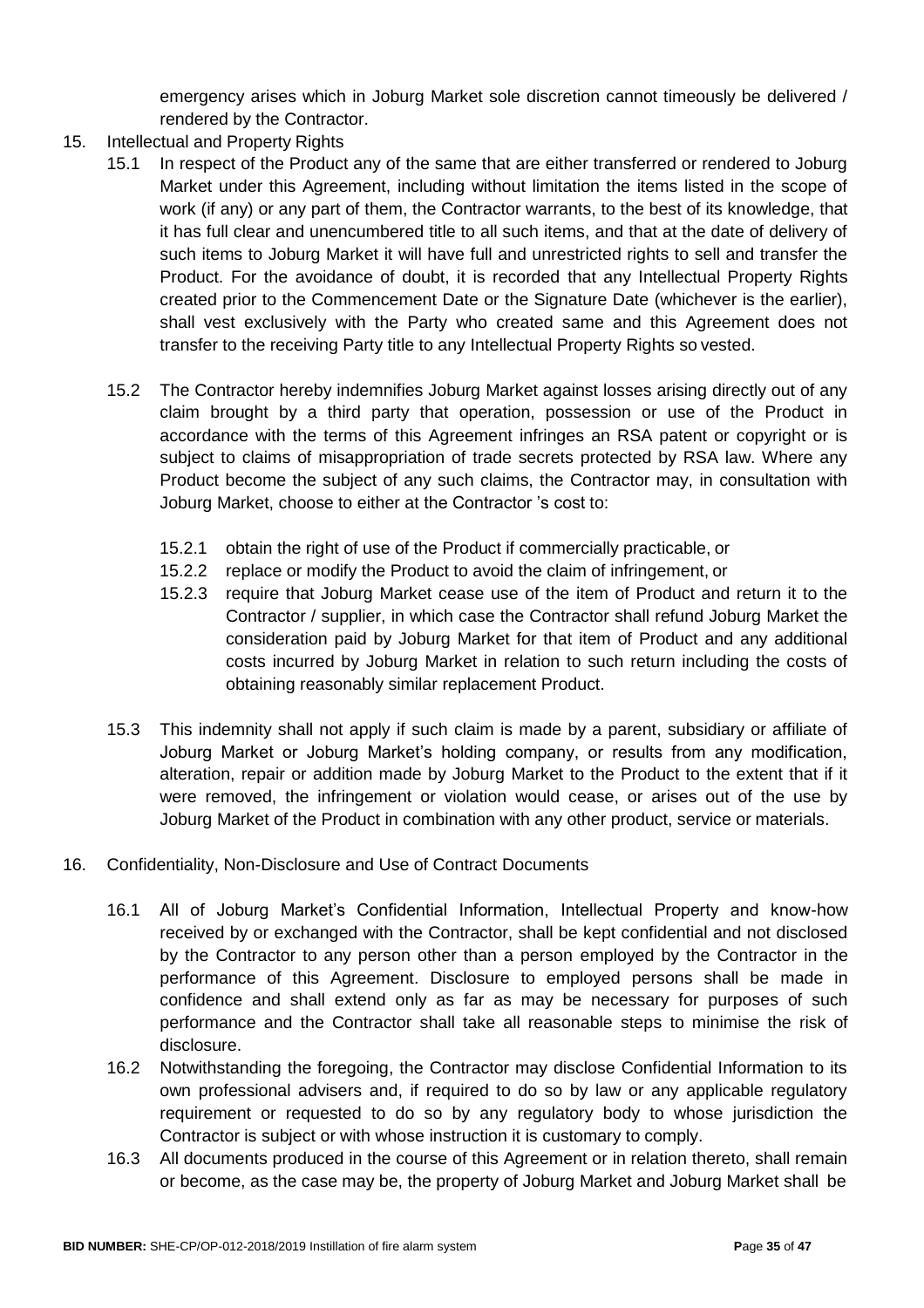emergency arises which in Joburg Market sole discretion cannot timeously be delivered / rendered by the Contractor.

15. Intellectual and Property Rights

15.1 In respect of the Product any of the same that are either transferred or rendered to Joburg Market under this Agreement, including without limitation the items listed in the scope of work (if any) or any part of them, the Contractor warrants, to the best of its knowledge, that it has full clear and unencumbered title to all such items, and that at the date of delivery of such items to Joburg Market it will have full and unrestricted rights to sell and transfer the Product. For the avoidance of doubt, it is recorded that any Intellectual Property Rights created prior to the Commencement Date or the Signature Date (whichever is the earlier), shall vest exclusively with the Party who created same and this Agreement does not transfer to the receiving Party title to any Intellectual Property Rights so vested.

15.2 The Contractor hereby indemnifies Joburg Market against losses arising directly out of any claim brought by a third party that operation, possession or use of the Product in accordance with the terms of this Agreement infringes an RSA patent or copyright or is subject to claims of misappropriation of trade secrets protected by RSA law. Where any Product become the subject of any such claims, the Contractor may, in consultation with Joburg Market, choose to either at the Contractor 's cost to:

15.2.1 obtain the right of use of the Product if commercially practicable, or

15.2.2 replace or modify the Product to avoid the claim of infringement, or

15.2.3 require that Joburg Market cease use of the item of Product and return it to the Contractor / supplier, in which case the Contractor shall refund Joburg Market the consideration paid by Joburg Market for that item of Product and any additional costs incurred by Joburg Market in relation to such return including the costs of obtaining reasonably similar replacement Product.

15.3 This indemnity shall not apply if such claim is made by a parent, subsidiary or affiliate of Joburg Market or Joburg Market's holding company, or results from any modification, alteration, repair or addition made by Joburg Market to the Product to the extent that if it were removed, the infringement or violation would cease, or arises out of the use by Joburg Market of the Product in combination with any other product, service or materials.

16. Confidentiality, Non-Disclosure and Use of Contract Documents

16.1 All of Joburg Market's Confidential Information, Intellectual Property and know-how received by or exchanged with the Contractor, shall be kept confidential and not disclosed by the Contractor to any person other than a person employed by the Contractor in the performance of this Agreement. Disclosure to employed persons shall be made in confidence and shall extend only as far as may be necessary for purposes of such performance and the Contractor shall take all reasonable steps to minimise the risk of disclosure.

16.2 Notwithstanding the foregoing, the Contractor may disclose Confidential Information to its own professional advisers and, if required to do so by law or any applicable regulatory requirement or requested to do so by any regulatory body to whose jurisdiction the Contractor is subject or with whose instruction it is customary to comply.

16.3 All documents produced in the course of this Agreement or in relation thereto, shall remain or become, as the case may be, the property of Joburg Market and Joburg Market shall be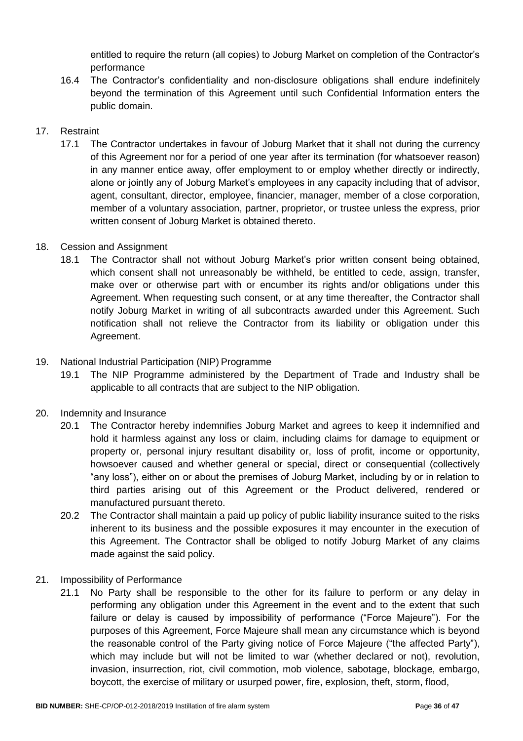entitled to require the return (all copies) to Joburg Market on completion of the Contractor's performance

16.4 The Contractor's confidentiality and non-disclosure obligations shall endure indefinitely beyond the termination of this Agreement until such Confidential Information enters the public domain.

17. Restraint

17.1 The Contractor undertakes in favour of Joburg Market that it shall not during the currency of this Agreement nor for a period of one year after its termination (for whatsoever reason) in any manner entice away, offer employment to or employ whether directly or indirectly, alone or jointly any of Joburg Market's employees in any capacity including that of advisor, agent, consultant, director, employee, financier, manager, member of a close corporation, member of a voluntary association, partner, proprietor, or trustee unless the express, prior written consent of Joburg Market is obtained thereto.

18. Cession and Assignment

18.1 The Contractor shall not without Joburg Market's prior written consent being obtained, which consent shall not unreasonably be withheld, be entitled to cede, assign, transfer, make over or otherwise part with or encumber its rights and/or obligations under this Agreement. When requesting such consent, or at any time thereafter, the Contractor shall notify Joburg Market in writing of all subcontracts awarded under this Agreement. Such notification shall not relieve the Contractor from its liability or obligation under this Agreement.

19. National Industrial Participation (NIP) Programme

19.1 The NIP Programme administered by the Department of Trade and Industry shall be applicable to all contracts that are subject to the NIP obligation.

20. Indemnity and Insurance

20.1 The Contractor hereby indemnifies Joburg Market and agrees to keep it indemnified and hold it harmless against any loss or claim, including claims for damage to equipment or property or, personal injury resultant disability or, loss of profit, income or opportunity, howsoever caused and whether general or special, direct or consequential (collectively "any loss"), either on or about the premises of Joburg Market, including by or in relation to third parties arising out of this Agreement or the Product delivered, rendered or manufactured pursuant thereto.

20.2 The Contractor shall maintain a paid up policy of public liability insurance suited to the risks inherent to its business and the possible exposures it may encounter in the execution of this Agreement. The Contractor shall be obliged to notify Joburg Market of any claims made against the said policy.

21. Impossibility of Performance

21.1 No Party shall be responsible to the other for its failure to perform or any delay in performing any obligation under this Agreement in the event and to the extent that such failure or delay is caused by impossibility of performance ("Force Majeure"). For the purposes of this Agreement, Force Majeure shall mean any circumstance which is beyond the reasonable control of the Party giving notice of Force Majeure ("the affected Party"), which may include but will not be limited to war (whether declared or not), revolution, invasion, insurrection, riot, civil commotion, mob violence, sabotage, blockage, embargo, boycott, the exercise of military or usurped power, fire, explosion, theft, storm, flood,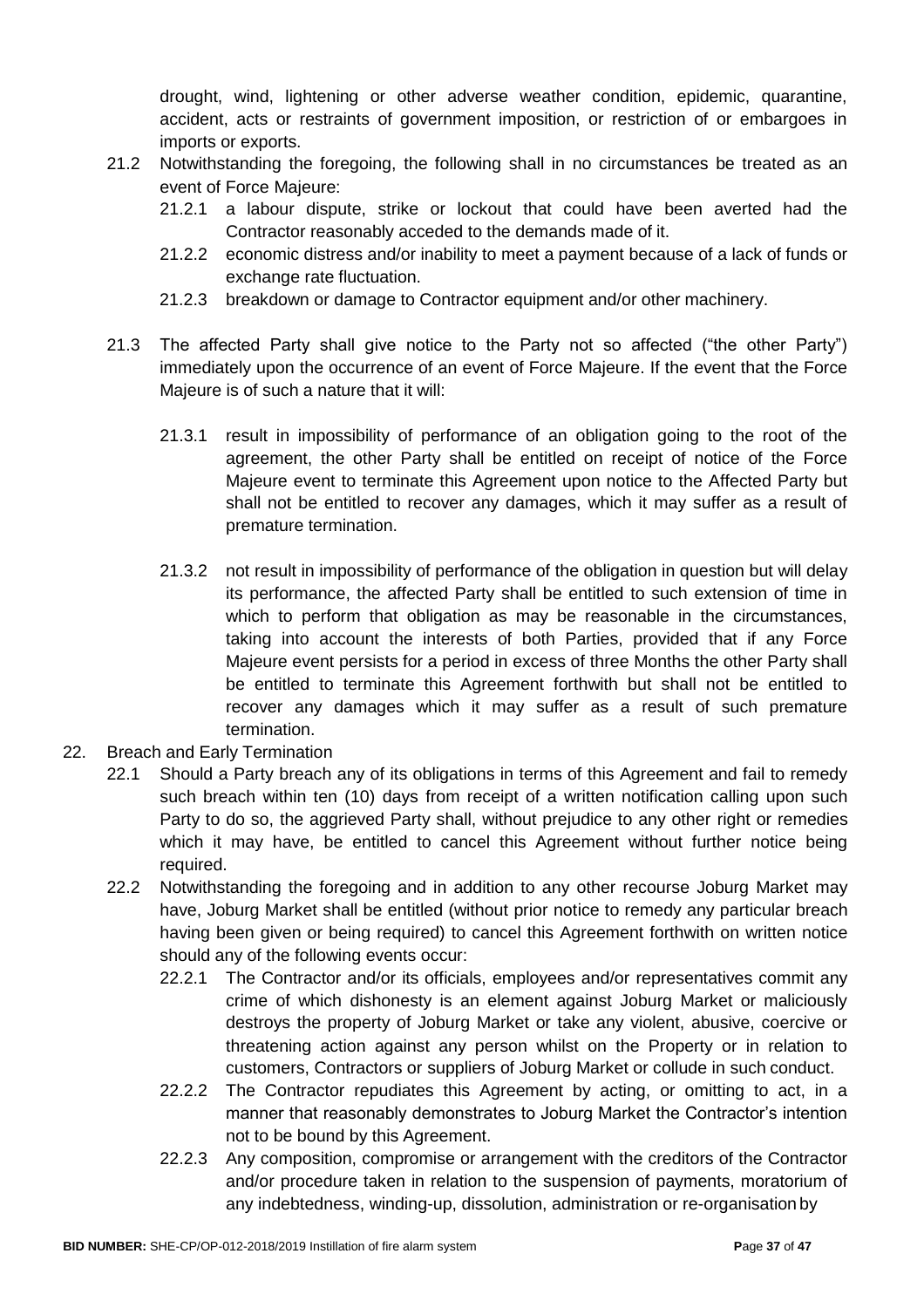drought, wind, lightening or other adverse weather condition, epidemic, quarantine, accident, acts or restraints of government imposition, or restriction of or embargoes in imports or exports.

21.2 Notwithstanding the foregoing, the following shall in no circumstances be treated as an event of Force Majeure:

21.2.1 a labour dispute, strike or lockout that could have been averted had the Contractor reasonably acceded to the demands made of it.

21.2.2 economic distress and/or inability to meet a payment because of a lack of funds or exchange rate fluctuation.

21.2.3 breakdown or damage to Contractor equipment and/or other machinery.

21.3 The affected Party shall give notice to the Party not so affected ("the other Party") immediately upon the occurrence of an event of Force Majeure. If the event that the Force Majeure is of such a nature that it will:

21.3.1 result in impossibility of performance of an obligation going to the root of the agreement, the other Party shall be entitled on receipt of notice of the Force Majeure event to terminate this Agreement upon notice to the Affected Party but shall not be entitled to recover any damages, which it may suffer as a result of premature termination.

21.3.2 not result in impossibility of performance of the obligation in question but will delay its performance, the affected Party shall be entitled to such extension of time in which to perform that obligation as may be reasonable in the circumstances, taking into account the interests of both Parties, provided that if any Force Majeure event persists for a period in excess of three Months the other Party shall be entitled to terminate this Agreement forthwith but shall not be entitled to recover any damages which it may suffer as a result of such premature termination.

22. Breach and Early Termination

22.1 Should a Party breach any of its obligations in terms of this Agreement and fail to remedy such breach within ten (10) days from receipt of a written notification calling upon such Party to do so, the aggrieved Party shall, without prejudice to any other right or remedies which it may have, be entitled to cancel this Agreement without further notice being required.

22.2 Notwithstanding the foregoing and in addition to any other recourse Joburg Market may have, Joburg Market shall be entitled (without prior notice to remedy any particular breach having been given or being required) to cancel this Agreement forthwith on written notice should any of the following events occur:

22.2.1 The Contractor and/or its officials, employees and/or representatives commit any crime of which dishonesty is an element against Joburg Market or maliciously destroys the property of Joburg Market or take any violent, abusive, coercive or threatening action against any person whilst on the Property or in relation to customers, Contractors or suppliers of Joburg Market or collude in such conduct.

22.2.2 The Contractor repudiates this Agreement by acting, or omitting to act, in a manner that reasonably demonstrates to Joburg Market the Contractor's intention not to be bound by this Agreement.

22.2.3 Any composition, compromise or arrangement with the creditors of the Contractor and/or procedure taken in relation to the suspension of payments, moratorium of any indebtedness, winding-up, dissolution, administration or re-organisation by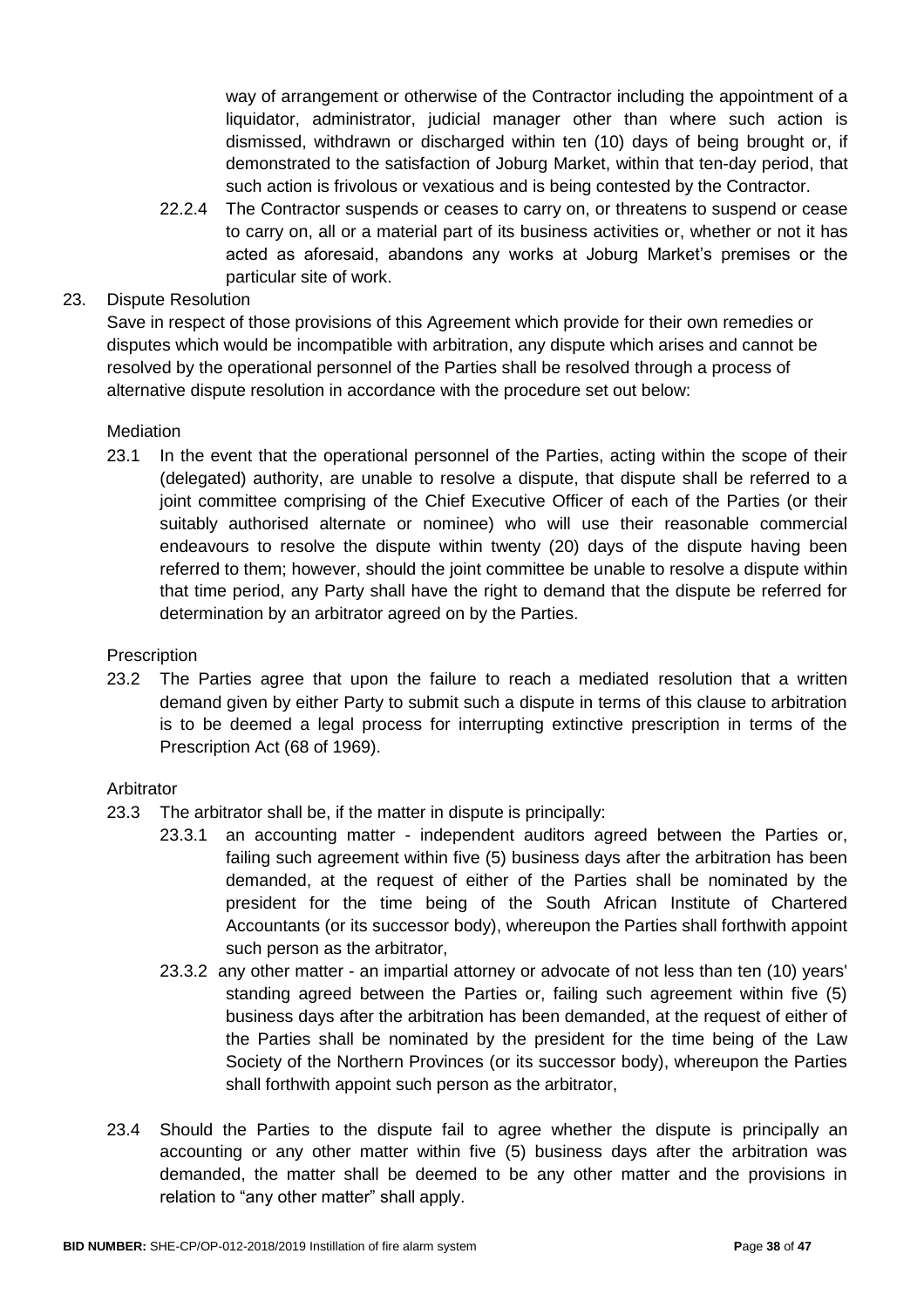way of arrangement or otherwise of the Contractor including the appointment of a liquidator, administrator, judicial manager other than where such action is dismissed, withdrawn or discharged within ten (10) days of being brought or, if demonstrated to the satisfaction of Joburg Market, within that ten-day period, that such action is frivolous or vexatious and is being contested by the Contractor.

22.2.4 The Contractor suspends or ceases to carry on, or threatens to suspend or cease to carry on, all or a material part of its business activities or, whether or not it has acted as aforesaid, abandons any works at Joburg Market's premises or the particular site of work.

23. Dispute Resolution

Save in respect of those provisions of this Agreement which provide for their own remedies or disputes which would be incompatible with arbitration, any dispute which arises and cannot be resolved by the operational personnel of the Parties shall be resolved through a process of alternative dispute resolution in accordance with the procedure set out below:

Mediation

23.1 In the event that the operational personnel of the Parties, acting within the scope of their (delegated) authority, are unable to resolve a dispute, that dispute shall be referred to a joint committee comprising of the Chief Executive Officer of each of the Parties (or their suitably authorised alternate or nominee) who will use their reasonable commercial endeavours to resolve the dispute within twenty (20) days of the dispute having been referred to them; however, should the joint committee be unable to resolve a dispute within that time period, any Party shall have the right to demand that the dispute be referred for determination by an arbitrator agreed on by the Parties.

Prescription

23.2 The Parties agree that upon the failure to reach a mediated resolution that a written demand given by either Party to submit such a dispute in terms of this clause to arbitration is to be deemed a legal process for interrupting extinctive prescription in terms of the Prescription Act (68 of 1969).

Arbitrator

23.3 The arbitrator shall be, if the matter in dispute is principally:

23.3.1 an accounting matter - independent auditors agreed between the Parties or, failing such agreement within five (5) business days after the arbitration has been demanded, at the request of either of the Parties shall be nominated by the president for the time being of the South African Institute of Chartered Accountants (or its successor body), whereupon the Parties shall forthwith appoint such person as the arbitrator,

23.3.2 any other matter - an impartial attorney or advocate of not less than ten (10) years' standing agreed between the Parties or, failing such agreement within five (5) business days after the arbitration has been demanded, at the request of either of the Parties shall be nominated by the president for the time being of the Law Society of the Northern Provinces (or its successor body), whereupon the Parties shall forthwith appoint such person as the arbitrator,

23.4 Should the Parties to the dispute fail to agree whether the dispute is principally an accounting or any other matter within five (5) business days after the arbitration was demanded, the matter shall be deemed to be any other matter and the provisions in relation to "any other matter" shall apply.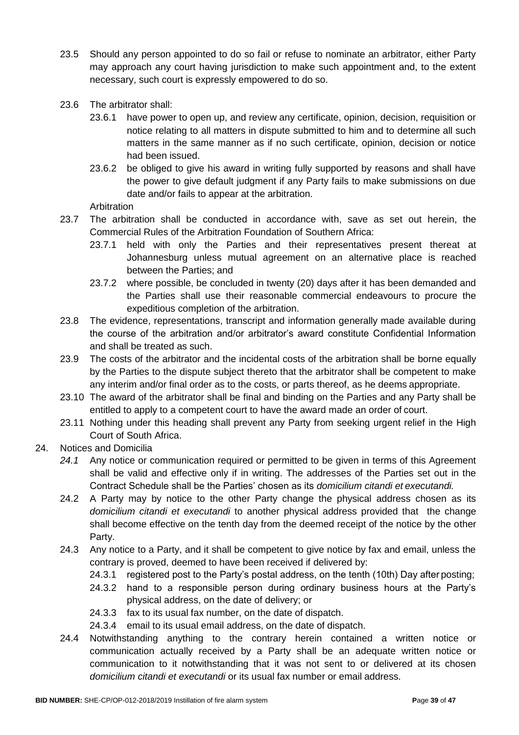23.5 Should any person appointed to do so fail or refuse to nominate an arbitrator, either Party may approach any court having jurisdiction to make such appointment and, to the extent necessary, such court is expressly empowered to do so.

23.6 The arbitrator shall:

23.6.1 have power to open up, and review any certificate, opinion, decision, requisition or notice relating to all matters in dispute submitted to him and to determine all such matters in the same manner as if no such certificate, opinion, decision or notice had been issued.

23.6.2 be obliged to give his award in writing fully supported by reasons and shall have the power to give default judgment if any Party fails to make submissions on due date and/or fails to appear at the arbitration.

Arbitration

23.7 The arbitration shall be conducted in accordance with, save as set out herein, the Commercial Rules of the Arbitration Foundation of Southern Africa:

23.7.1 held with only the Parties and their representatives present thereat at Johannesburg unless mutual agreement on an alternative place is reached between the Parties; and

23.7.2 where possible, be concluded in twenty (20) days after it has been demanded and the Parties shall use their reasonable commercial endeavours to procure the expeditious completion of the arbitration.

23.8 The evidence, representations, transcript and information generally made available during the course of the arbitration and/or arbitrator's award constitute Confidential Information and shall be treated as such.

23.9 The costs of the arbitrator and the incidental costs of the arbitration shall be borne equally by the Parties to the dispute subject thereto that the arbitrator shall be competent to make any interim and/or final order as to the costs, or parts thereof, as he deems appropriate.

23.10 The award of the arbitrator shall be final and binding on the Parties and any Party shall be entitled to apply to a competent court to have the award made an order of court.

23.11 Nothing under this heading shall prevent any Party from seeking urgent relief in the High Court of South Africa.

24. Notices and Domicilia

*24.1* Any notice or communication required or permitted to be given in terms of this Agreement shall be valid and effective only if in writing. The addresses of the Parties set out in the Contract Schedule shall be the Parties' chosen as its *domicilium citandi et executandi.*

24.2 A Party may by notice to the other Party change the physical address chosen as its *domicilium citandi et executandi* to another physical address provided that the change shall become effective on the tenth day from the deemed receipt of the notice by the other Party.

24.3 Any notice to a Party, and it shall be competent to give notice by fax and email, unless the contrary is proved, deemed to have been received if delivered by:

24.3.1 registered post to the Party's postal address, on the tenth (10th) Day after posting;

24.3.2 hand to a responsible person during ordinary business hours at the Party's physical address, on the date of delivery; or

24.3.3 fax to its usual fax number, on the date of dispatch.

24.3.4 email to its usual email address, on the date of dispatch.

24.4 Notwithstanding anything to the contrary herein contained a written notice or communication actually received by a Party shall be an adequate written notice or communication to it notwithstanding that it was not sent to or delivered at its chosen *domicilium citandi et executandi* or its usual fax number or email address.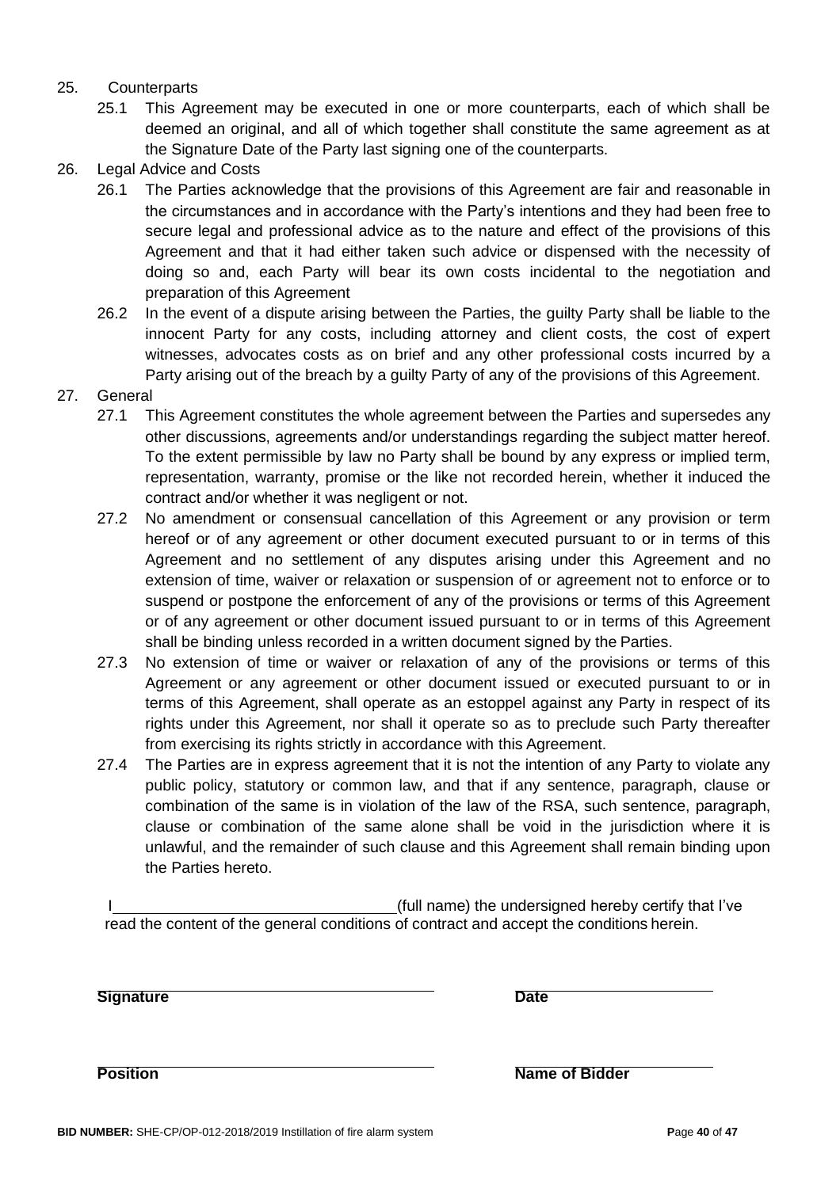25. Counterparts
    25.1 This Agreement may be executed in one or more counterparts, each of which shall be deemed an original, and all of which together shall constitute the same agreement as at the Signature Date of the Party last signing one of the counterparts.

26. Legal Advice and Costs
    26.1 The Parties acknowledge that the provisions of this Agreement are fair and reasonable in the circumstances and in accordance with the Party's intentions and they had been free to secure legal and professional advice as to the nature and effect of the provisions of this Agreement and that it had either taken such advice or dispensed with the necessity of doing so and, each Party will bear its own costs incidental to the negotiation and preparation of this Agreement
    26.2 In the event of a dispute arising between the Parties, the guilty Party shall be liable to the innocent Party for any costs, including attorney and client costs, the cost of expert witnesses, advocates costs as on brief and any other professional costs incurred by a Party arising out of the breach by a guilty Party of any of the provisions of this Agreement.

27. General
    27.1 This Agreement constitutes the whole agreement between the Parties and supersedes any other discussions, agreements and/or understandings regarding the subject matter hereof. To the extent permissible by law no Party shall be bound by any express or implied term, representation, warranty, promise or the like not recorded herein, whether it induced the contract and/or whether it was negligent or not.
    27.2 No amendment or consensual cancellation of this Agreement or any provision or term hereof or of any agreement or other document executed pursuant to or in terms of this Agreement and no settlement of any disputes arising under this Agreement and no extension of time, waiver or relaxation or suspension of or agreement not to enforce or to suspend or postpone the enforcement of any of the provisions or terms of this Agreement or of any agreement or other document issued pursuant to or in terms of this Agreement shall be binding unless recorded in a written document signed by the Parties.
    27.3 No extension of time or waiver or relaxation of any of the provisions or terms of this Agreement or any agreement or other document issued or executed pursuant to or in terms of this Agreement, shall operate as an estoppel against any Party in respect of its rights under this Agreement, nor shall it operate so as to preclude such Party thereafter from exercising its rights strictly in accordance with this Agreement.
    27.4 The Parties are in express agreement that it is not the intention of any Party to violate any public policy, statutory or common law, and that if any sentence, paragraph, clause or combination of the same is in violation of the law of the RSA, such sentence, paragraph, clause or combination of the same alone shall be void in the jurisdiction where it is unlawful, and the remainder of such clause and this Agreement shall remain binding upon the Parties hereto.

I ________________________________ (full name) the undersigned hereby certify that I've read the content of the general conditions of contract and accept the conditions herein.

**Signature** ________________________________ **Date** ____________________

**Position** ________________________________ **Name of Bidder** ____________________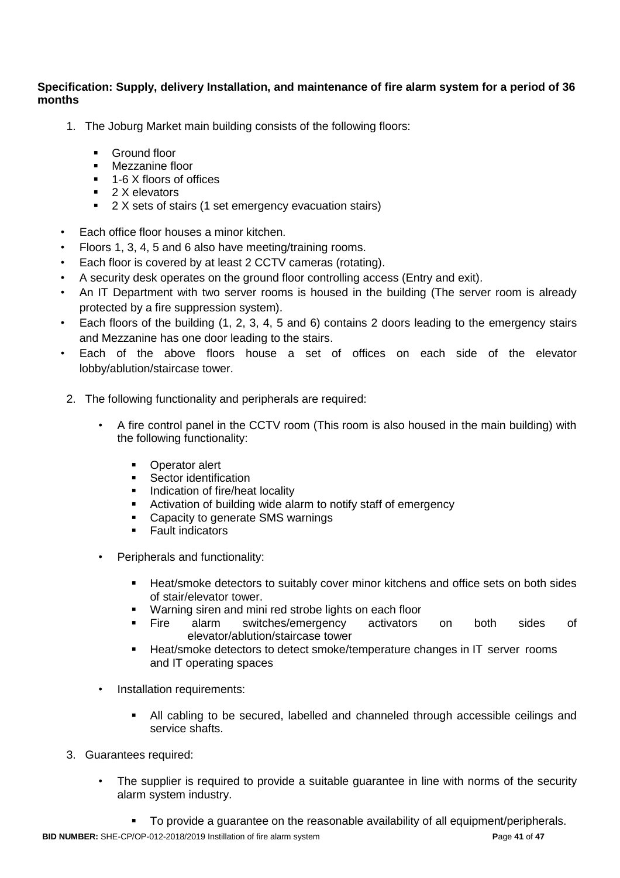**Specification: Supply, delivery Installation, and maintenance of fire alarm system for a period of 36 months**

1. The Joburg Market main building consists of the following floors:

   - Ground floor
   - Mezzanine floor
   - 1-6 X floors of offices
   - 2 X elevators
   - 2 X sets of stairs (1 set emergency evacuation stairs)

- Each office floor houses a minor kitchen.
- Floors 1, 3, 4, 5 and 6 also have meeting/training rooms.
- Each floor is covered by at least 2 CCTV cameras (rotating).
- A security desk operates on the ground floor controlling access (Entry and exit).
- An IT Department with two server rooms is housed in the building (The server room is already protected by a fire suppression system).
- Each floors of the building (1, 2, 3, 4, 5 and 6) contains 2 doors leading to the emergency stairs and Mezzanine has one door leading to the stairs.
- Each of the above floors house a set of offices on each side of the elevator lobby/ablution/staircase tower.

2. The following functionality and peripherals are required:

   - A fire control panel in the CCTV room (This room is also housed in the main building) with the following functionality:

     - Operator alert
     - Sector identification
     - Indication of fire/heat locality
     - Activation of building wide alarm to notify staff of emergency
     - Capacity to generate SMS warnings
     - Fault indicators

   - Peripherals and functionality:

     - Heat/smoke detectors to suitably cover minor kitchens and office sets on both sides of stair/elevator tower.
     - Warning siren and mini red strobe lights on each floor
     - Fire alarm switches/emergency activators on both sides of elevator/ablution/staircase tower
     - Heat/smoke detectors to detect smoke/temperature changes in IT server rooms and IT operating spaces

   - Installation requirements:

     - All cabling to be secured, labelled and channeled through accessible ceilings and service shafts.

3. Guarantees required:

   - The supplier is required to provide a suitable guarantee in line with norms of the security alarm system industry.

     - To provide a guarantee on the reasonable availability of all equipment/peripherals.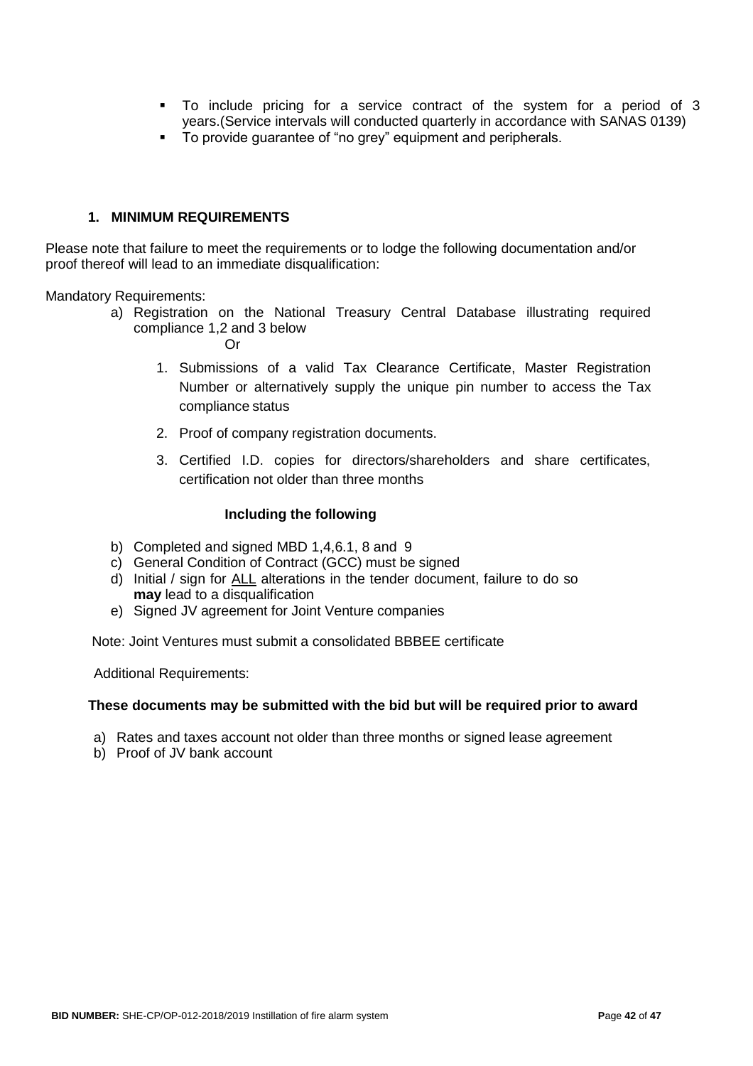- To include pricing for a service contract of the system for a period of 3 years.(Service intervals will conducted quarterly in accordance with SANAS 0139)
- To provide guarantee of "no grey" equipment and peripherals.

## 1. MINIMUM REQUIREMENTS

Please note that failure to meet the requirements or to lodge the following documentation and/or proof thereof will lead to an immediate disqualification:

Mandatory Requirements:

a) Registration on the National Treasury Central Database illustrating required compliance 1,2 and 3 below

   Or

   1. Submissions of a valid Tax Clearance Certificate, Master Registration Number or alternatively supply the unique pin number to access the Tax compliance status
   2. Proof of company registration documents.
   3. Certified I.D. copies for directors/shareholders and share certificates, certification not older than three months

**Including the following**

b) Completed and signed MBD 1,4,6.1, 8 and 9
c) General Condition of Contract (GCC) must be signed
d) Initial / sign for ALL alterations in the tender document, failure to do so **may** lead to a disqualification
e) Signed JV agreement for Joint Venture companies

Note: Joint Ventures must submit a consolidated BBBEE certificate

Additional Requirements:

**These documents may be submitted with the bid but will be required prior to award**

a) Rates and taxes account not older than three months or signed lease agreement
b) Proof of JV bank account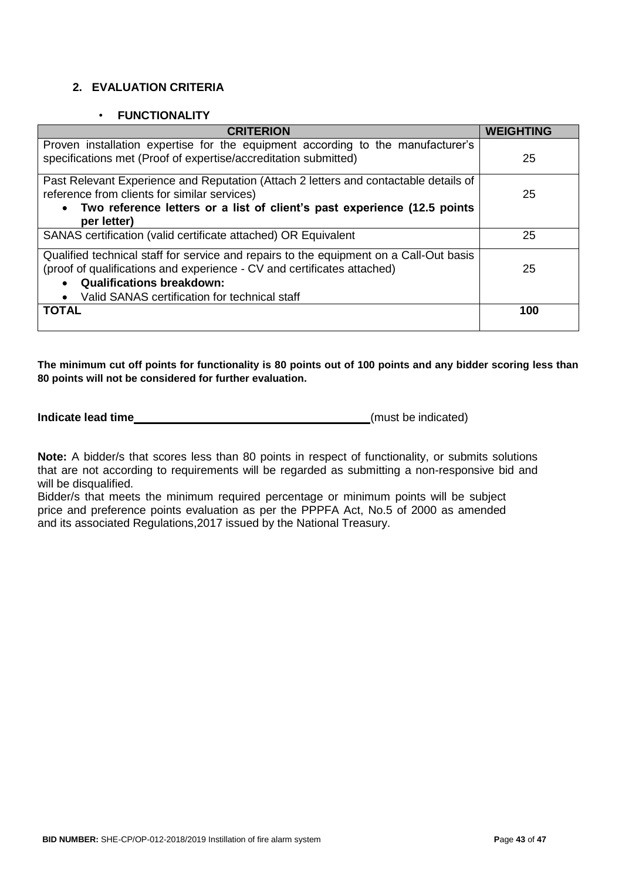## 2. EVALUATION CRITERIA

- **FUNCTIONALITY**

| CRITERION | WEIGHTING |
|---|---|
| Proven installation expertise for the equipment according to the manufacturer's specifications met (Proof of expertise/accreditation submitted) | 25 |
| Past Relevant Experience and Reputation (Attach 2 letters and contactable details of reference from clients for similar services)<br>• **Two reference letters or a list of client's past experience (12.5 points per letter)** | 25 |
| SANAS certification (valid certificate attached) OR Equivalent | 25 |
| Qualified technical staff for service and repairs to the equipment on a Call-Out basis (proof of qualifications and experience - CV and certificates attached)<br>• **Qualifications breakdown:**<br>• Valid SANAS certification for technical staff | 25 |
| **TOTAL** | **100** |

**The minimum cut off points for functionality is 80 points out of 100 points and any bidder scoring less than 80 points will not be considered for further evaluation.**

**Indicate lead time**\_\_\_\_\_\_\_\_\_\_\_\_\_\_\_\_\_\_\_\_\_\_\_\_\_\_\_\_\_\_\_\_\_\_\_\_(must be indicated)

**Note:** A bidder/s that scores less than 80 points in respect of functionality, or submits solutions that are not according to requirements will be regarded as submitting a non-responsive bid and will be disqualified.

Bidder/s that meets the minimum required percentage or minimum points will be subject price and preference points evaluation as per the PPPFA Act, No.5 of 2000 as amended and its associated Regulations,2017 issued by the National Treasury.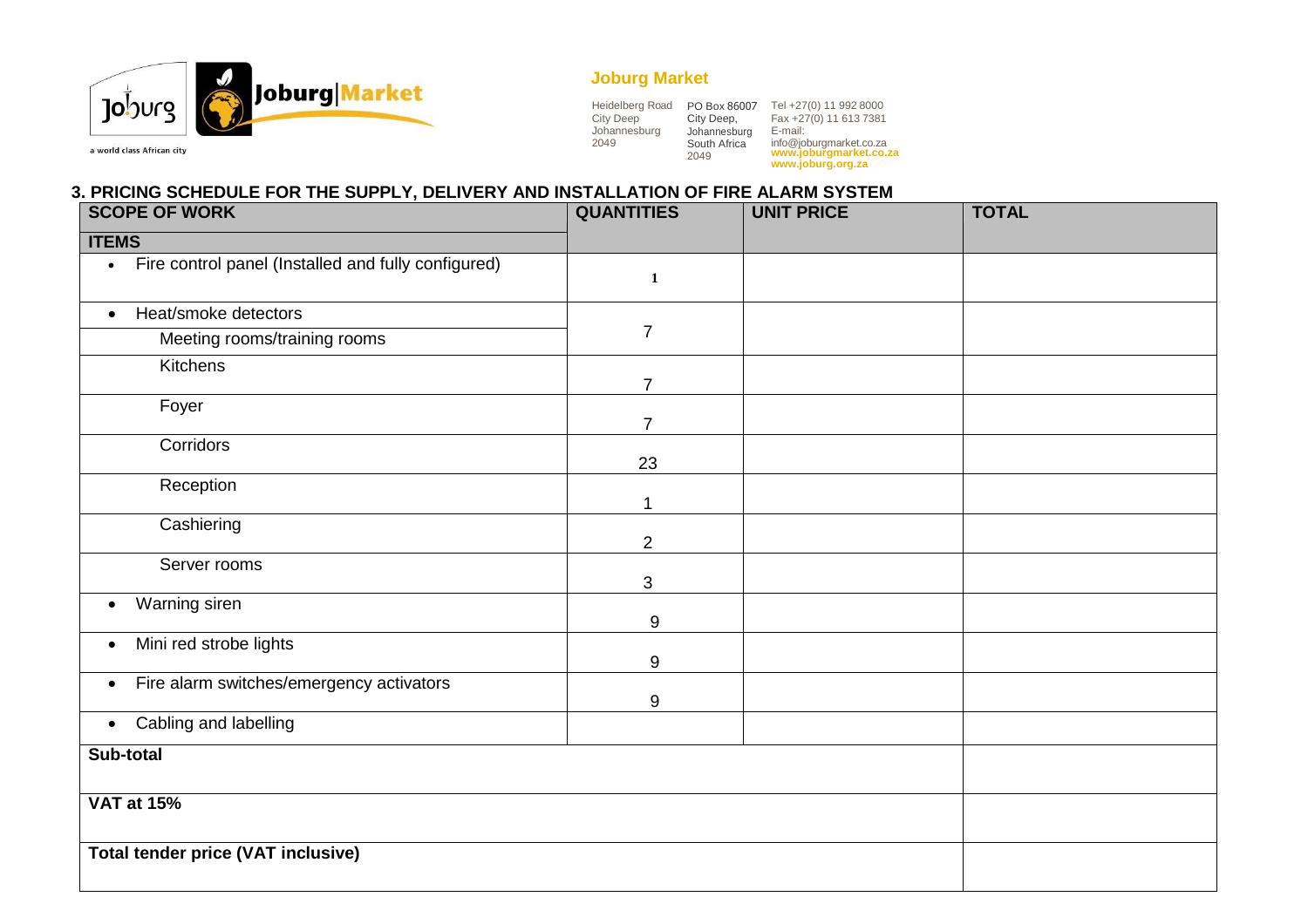**Joburg Market**

Heidelberg Road
City Deep
Johannesburg
2049

PO Box 86007
City Deep,
Johannesburg
South Africa
2049

Tel +27(0) 11 992 8000
Fax +27(0) 11 613 7381
E-mail:
info@joburgmarket.co.za
**www.joburgmarket.co.za**
**www.joburg.org.za**

## 3. PRICING SCHEDULE FOR THE SUPPLY, DELIVERY AND INSTALLATION OF FIRE ALARM SYSTEM

| SCOPE OF WORK | QUANTITIES | UNIT PRICE | TOTAL |
|---|---|---|---|
| **ITEMS** | | | |
| • Fire control panel (Installed and fully configured) | 1 | | |
| • Heat/smoke detectors<br>Meeting rooms/training rooms | 7 | | |
| Kitchens | 7 | | |
| Foyer | 7 | | |
| Corridors | 23 | | |
| Reception | 1 | | |
| Cashiering | 2 | | |
| Server rooms | 3 | | |
| • Warning siren | 9 | | |
| • Mini red strobe lights | 9 | | |
| • Fire alarm switches/emergency activators | 9 | | |
| • Cabling and labelling | | | |
| **Sub-total** | | | |
| **VAT at 15%** | | | |
| **Total tender price (VAT inclusive)** | | | |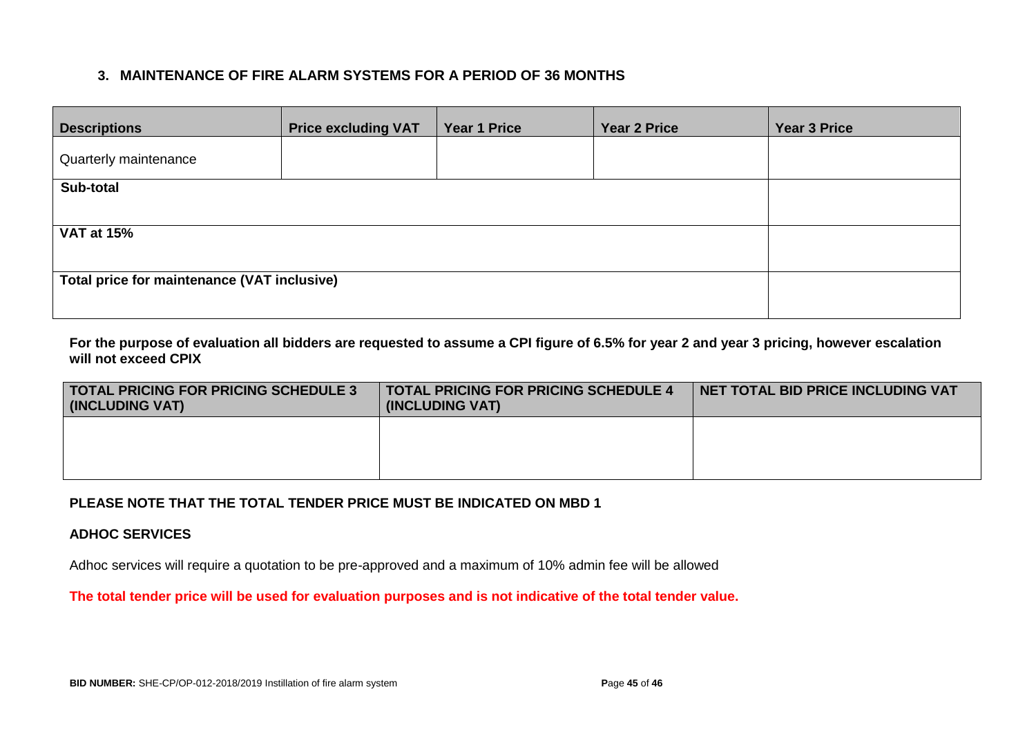### 3. MAINTENANCE OF FIRE ALARM SYSTEMS FOR A PERIOD OF 36 MONTHS

| Descriptions | Price excluding VAT | Year 1 Price | Year 2 Price | Year 3 Price |
|---|---|---|---|---|
| Quarterly maintenance | | | | |
| **Sub-total** | | | | |
| **VAT at 15%** | | | | |
| **Total price for maintenance (VAT inclusive)** | | | | |

**For the purpose of evaluation all bidders are requested to assume a CPI figure of 6.5% for year 2 and year 3 pricing, however escalation will not exceed CPIX**

| TOTAL PRICING FOR PRICING SCHEDULE 3 (INCLUDING VAT) | TOTAL PRICING FOR PRICING SCHEDULE 4 (INCLUDING VAT) | NET TOTAL BID PRICE INCLUDING VAT |
|---|---|---|
| | | |

**PLEASE NOTE THAT THE TOTAL TENDER PRICE MUST BE INDICATED ON MBD 1**

**ADHOC SERVICES**

Adhoc services will require a quotation to be pre-approved and a maximum of 10% admin fee will be allowed

**The total tender price will be used for evaluation purposes and is not indicative of the total tender value.**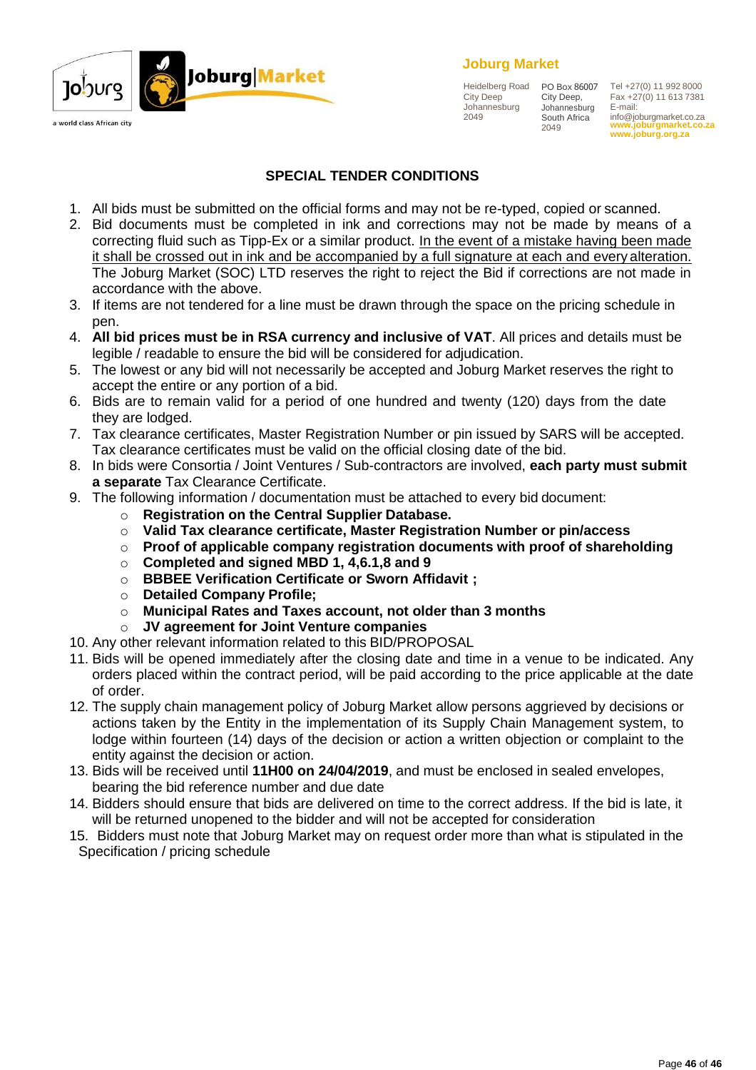Joburg Market

Heidelberg Road
City Deep
Johannesburg
2049

PO Box 86007
City Deep,
Johannesburg
South Africa
2049

Tel +27(0) 11 992 8000
Fax +27(0) 11 613 7381
E-mail:
info@joburgmarket.co.za
**www.joburgmarket.co.za**
**www.joburg.org.za**

## SPECIAL TENDER CONDITIONS

1. All bids must be submitted on the official forms and may not be re-typed, copied or scanned.
2. Bid documents must be completed in ink and corrections may not be made by means of a correcting fluid such as Tipp-Ex or a similar product. In the event of a mistake having been made it shall be crossed out in ink and be accompanied by a full signature at each and every alteration. The Joburg Market (SOC) LTD reserves the right to reject the Bid if corrections are not made in accordance with the above.
3. If items are not tendered for a line must be drawn through the space on the pricing schedule in pen.
4. **All bid prices must be in RSA currency and inclusive of VAT**. All prices and details must be legible / readable to ensure the bid will be considered for adjudication.
5. The lowest or any bid will not necessarily be accepted and Joburg Market reserves the right to accept the entire or any portion of a bid.
6. Bids are to remain valid for a period of one hundred and twenty (120) days from the date they are lodged.
7. Tax clearance certificates, Master Registration Number or pin issued by SARS will be accepted. Tax clearance certificates must be valid on the official closing date of the bid.
8. In bids were Consortia / Joint Ventures / Sub-contractors are involved, **each party must submit a separate** Tax Clearance Certificate.
9. The following information / documentation must be attached to every bid document:
   - **Registration on the Central Supplier Database.**
   - **Valid Tax clearance certificate, Master Registration Number or pin/access**
   - **Proof of applicable company registration documents with proof of shareholding**
   - **Completed and signed MBD 1, 4,6.1,8 and 9**
   - **BBBEE Verification Certificate or Sworn Affidavit ;**
   - **Detailed Company Profile;**
   - **Municipal Rates and Taxes account, not older than 3 months**
   - **JV agreement for Joint Venture companies**
10. Any other relevant information related to this BID/PROPOSAL
11. Bids will be opened immediately after the closing date and time in a venue to be indicated. Any orders placed within the contract period, will be paid according to the price applicable at the date of order.
12. The supply chain management policy of Joburg Market allow persons aggrieved by decisions or actions taken by the Entity in the implementation of its Supply Chain Management system, to lodge within fourteen (14) days of the decision or action a written objection or complaint to the entity against the decision or action.
13. Bids will be received until **11H00 on 24/04/2019**, and must be enclosed in sealed envelopes, bearing the bid reference number and due date
14. Bidders should ensure that bids are delivered on time to the correct address. If the bid is late, it will be returned unopened to the bidder and will not be accepted for consideration
15. Bidders must note that Joburg Market may on request order more than what is stipulated in the Specification / pricing schedule